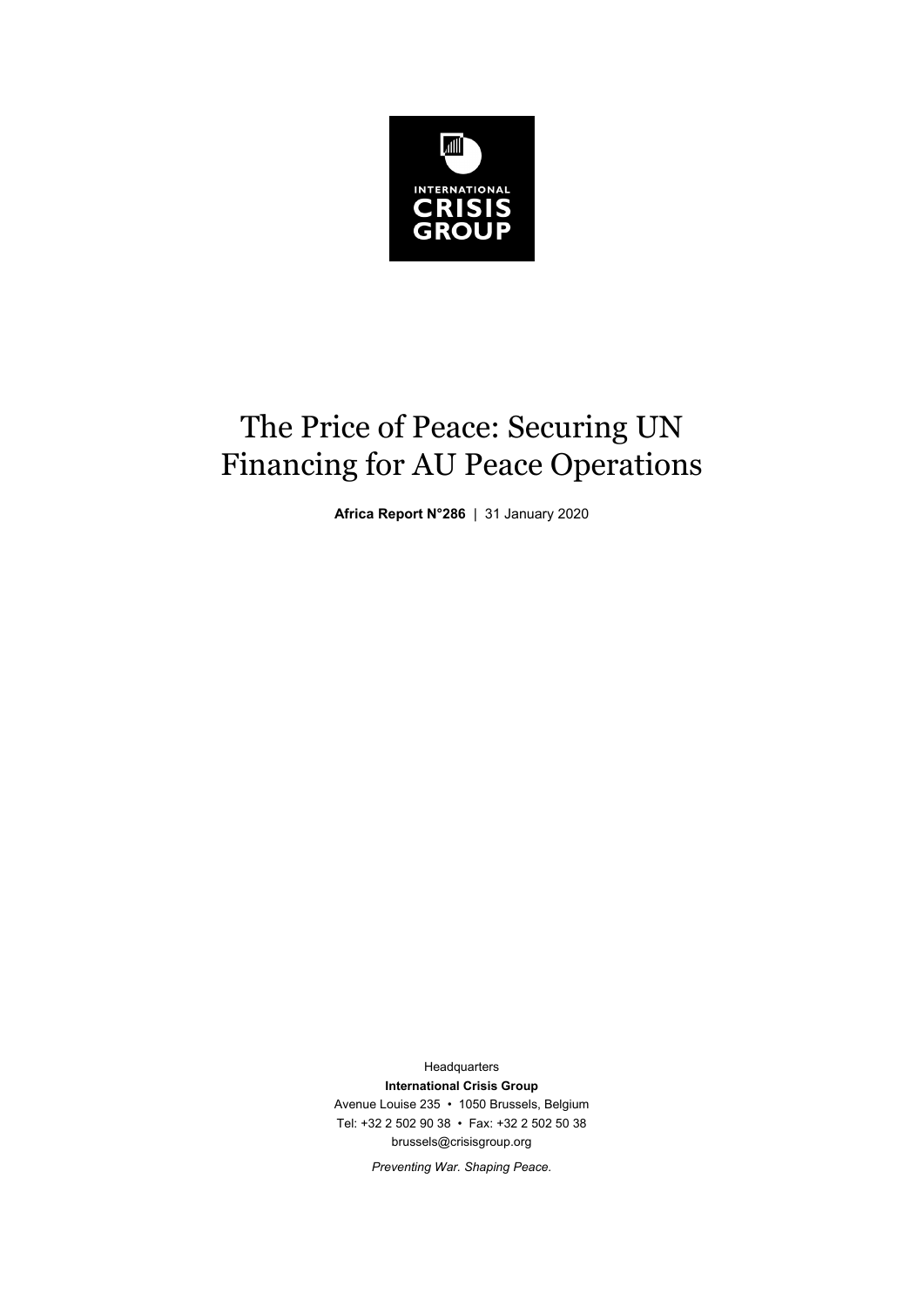INTERNATIONAL
CRISIS
GROUP

# The Price of Peace: Securing UN Financing for AU Peace Operations

**Africa Report N°286** | 31 January 2020

Headquarters
**International Crisis Group**
Avenue Louise 235 • 1050 Brussels, Belgium
Tel: +32 2 502 90 38 • Fax: +32 2 502 50 38
brussels@crisisgroup.org

*Preventing War. Shaping Peace.*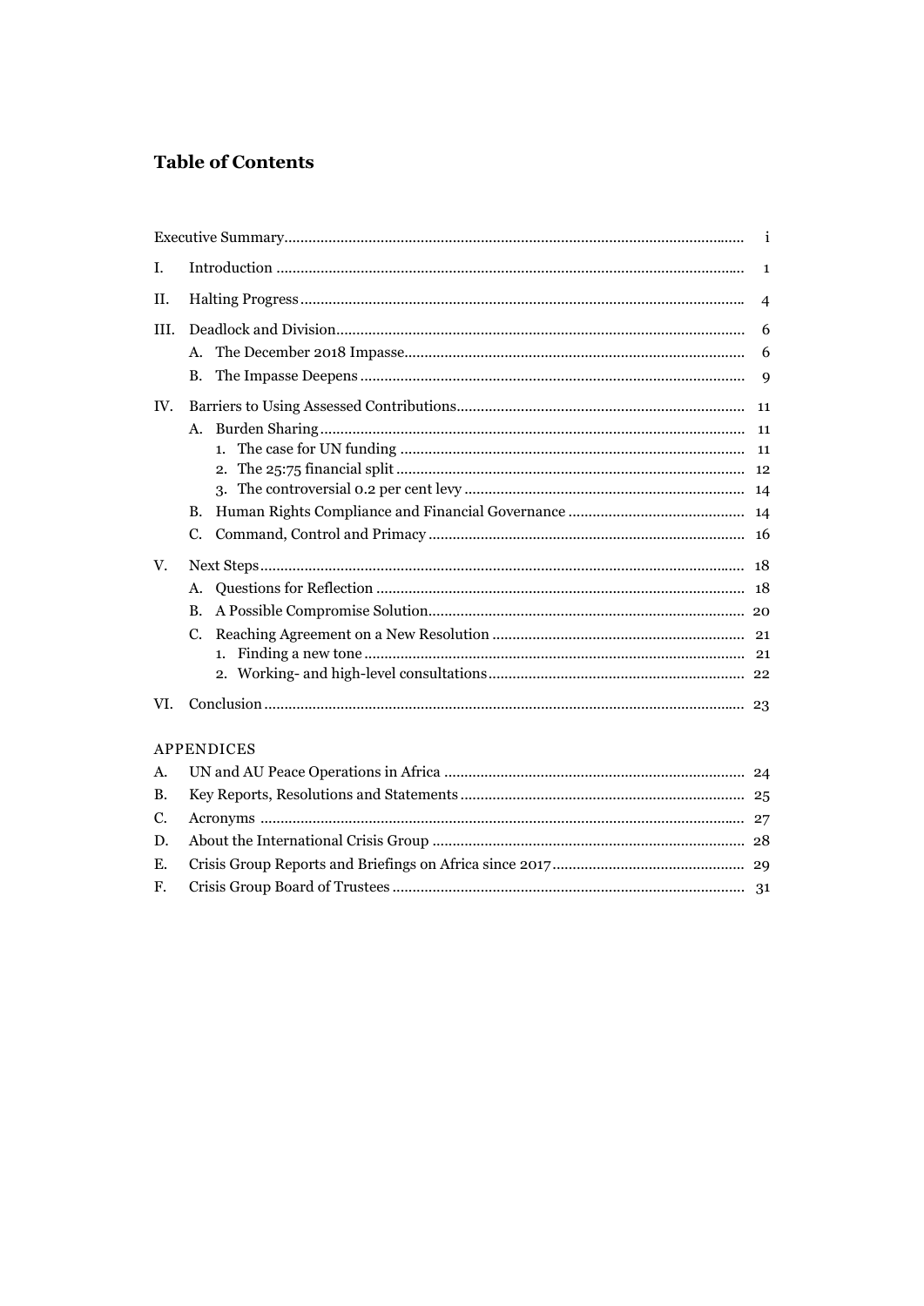## Table of Contents

| | | |
|---|---|---|
| Executive Summary | | i |
| I. | Introduction | 1 |
| II. | Halting Progress | 4 |
| III. | Deadlock and Division | 6 |
| | A. The December 2018 Impasse | 6 |
| | B. The Impasse Deepens | 9 |
| IV. | Barriers to Using Assessed Contributions | 11 |
| | A. Burden Sharing | 11 |
| | 1. The case for UN funding | 11 |
| | 2. The 25:75 financial split | 12 |
| | 3. The controversial 0.2 per cent levy | 14 |
| | B. Human Rights Compliance and Financial Governance | 14 |
| | C. Command, Control and Primacy | 16 |
| V. | Next Steps | 18 |
| | A. Questions for Reflection | 18 |
| | B. A Possible Compromise Solution | 20 |
| | C. Reaching Agreement on a New Resolution | 21 |
| | 1. Finding a new tone | 21 |
| | 2. Working- and high-level consultations | 22 |
| VI. | Conclusion | 23 |

APPENDICES

| | | |
|---|---|---|
| A. | UN and AU Peace Operations in Africa | 24 |
| B. | Key Reports, Resolutions and Statements | 25 |
| C. | Acronyms | 27 |
| D. | About the International Crisis Group | 28 |
| E. | Crisis Group Reports and Briefings on Africa since 2017 | 29 |
| F. | Crisis Group Board of Trustees | 31 |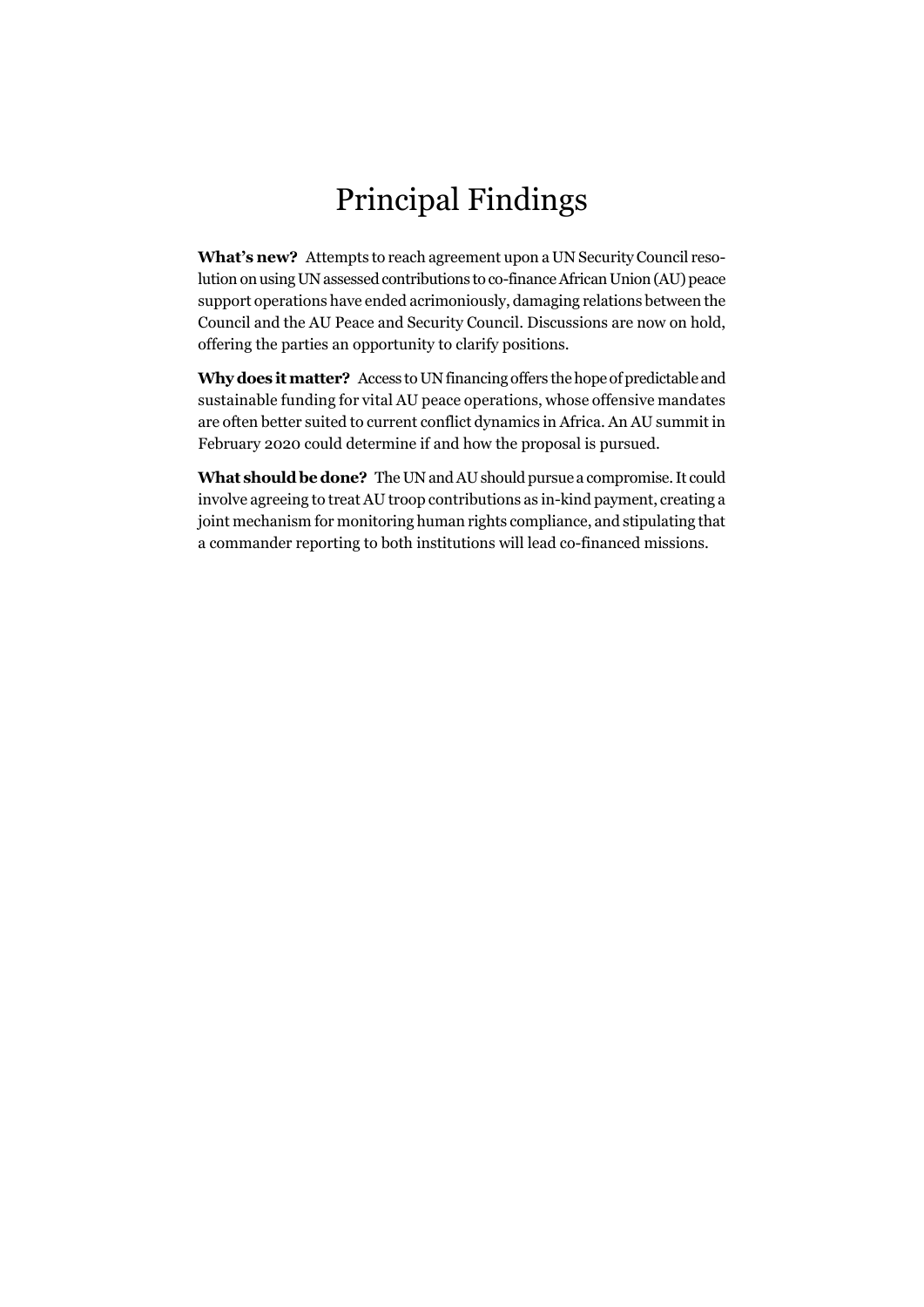# Principal Findings

**What's new?** Attempts to reach agreement upon a UN Security Council resolution on using UN assessed contributions to co-finance African Union (AU) peace support operations have ended acrimoniously, damaging relations between the Council and the AU Peace and Security Council. Discussions are now on hold, offering the parties an opportunity to clarify positions.

**Why does it matter?** Access to UN financing offers the hope of predictable and sustainable funding for vital AU peace operations, whose offensive mandates are often better suited to current conflict dynamics in Africa. An AU summit in February 2020 could determine if and how the proposal is pursued.

**What should be done?** The UN and AU should pursue a compromise. It could involve agreeing to treat AU troop contributions as in-kind payment, creating a joint mechanism for monitoring human rights compliance, and stipulating that a commander reporting to both institutions will lead co-financed missions.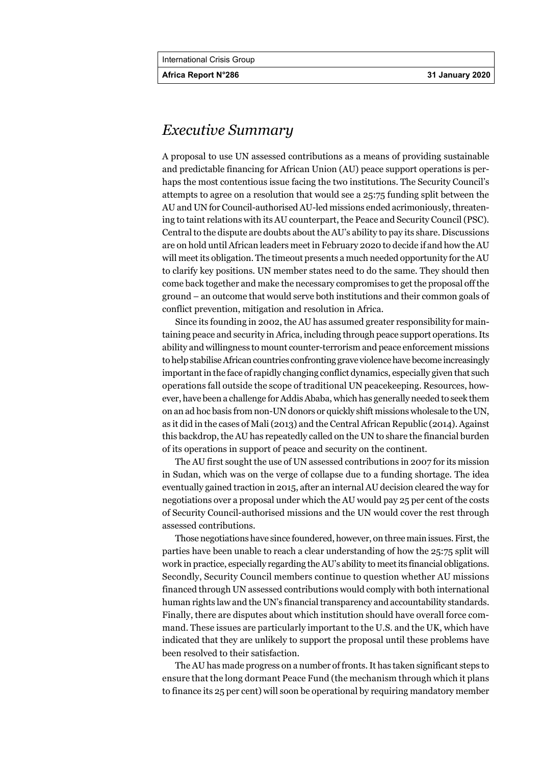## *Executive Summary*

A proposal to use UN assessed contributions as a means of providing sustainable and predictable financing for African Union (AU) peace support operations is perhaps the most contentious issue facing the two institutions. The Security Council's attempts to agree on a resolution that would see a 25:75 funding split between the AU and UN for Council-authorised AU-led missions ended acrimoniously, threatening to taint relations with its AU counterpart, the Peace and Security Council (PSC). Central to the dispute are doubts about the AU's ability to pay its share. Discussions are on hold until African leaders meet in February 2020 to decide if and how the AU will meet its obligation. The timeout presents a much needed opportunity for the AU to clarify key positions. UN member states need to do the same. They should then come back together and make the necessary compromises to get the proposal off the ground – an outcome that would serve both institutions and their common goals of conflict prevention, mitigation and resolution in Africa.

Since its founding in 2002, the AU has assumed greater responsibility for maintaining peace and security in Africa, including through peace support operations. Its ability and willingness to mount counter-terrorism and peace enforcement missions to help stabilise African countries confronting grave violence have become increasingly important in the face of rapidly changing conflict dynamics, especially given that such operations fall outside the scope of traditional UN peacekeeping. Resources, however, have been a challenge for Addis Ababa, which has generally needed to seek them on an ad hoc basis from non-UN donors or quickly shift missions wholesale to the UN, as it did in the cases of Mali (2013) and the Central African Republic (2014). Against this backdrop, the AU has repeatedly called on the UN to share the financial burden of its operations in support of peace and security on the continent.

The AU first sought the use of UN assessed contributions in 2007 for its mission in Sudan, which was on the verge of collapse due to a funding shortage. The idea eventually gained traction in 2015, after an internal AU decision cleared the way for negotiations over a proposal under which the AU would pay 25 per cent of the costs of Security Council-authorised missions and the UN would cover the rest through assessed contributions.

Those negotiations have since foundered, however, on three main issues. First, the parties have been unable to reach a clear understanding of how the 25:75 split will work in practice, especially regarding the AU's ability to meet its financial obligations. Secondly, Security Council members continue to question whether AU missions financed through UN assessed contributions would comply with both international human rights law and the UN's financial transparency and accountability standards. Finally, there are disputes about which institution should have overall force command. These issues are particularly important to the U.S. and the UK, which have indicated that they are unlikely to support the proposal until these problems have been resolved to their satisfaction.

The AU has made progress on a number of fronts. It has taken significant steps to ensure that the long dormant Peace Fund (the mechanism through which it plans to finance its 25 per cent) will soon be operational by requiring mandatory member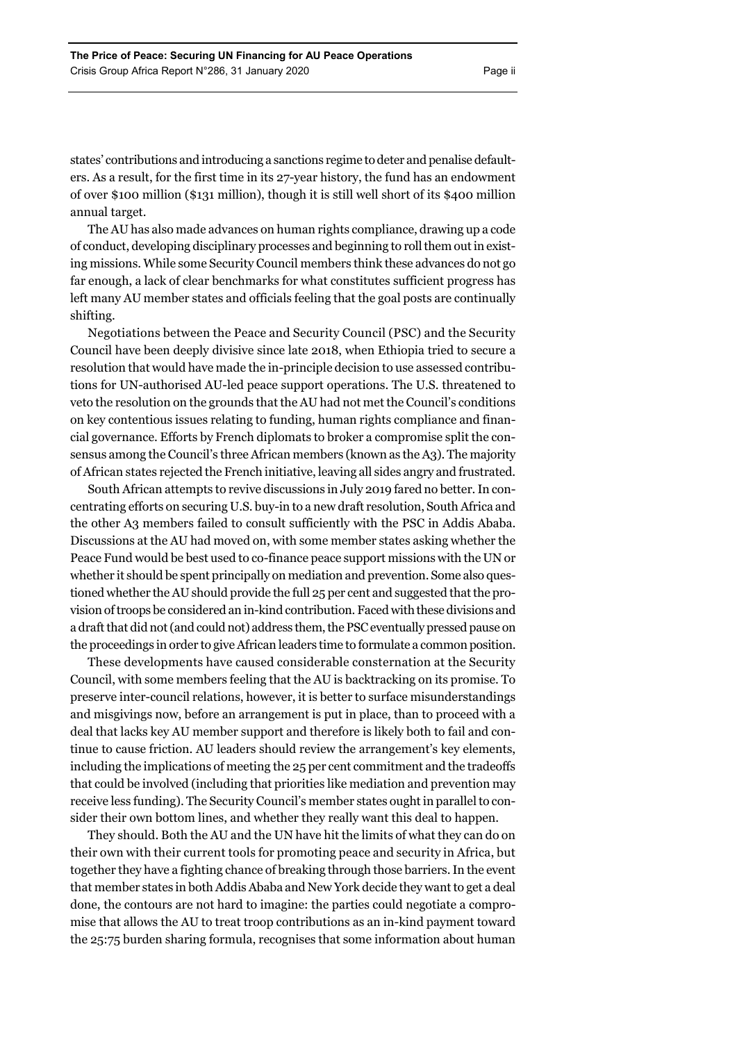states' contributions and introducing a sanctions regime to deter and penalise defaulters. As a result, for the first time in its 27-year history, the fund has an endowment of over $100 million ($131 million), though it is still well short of its $400 million annual target.

The AU has also made advances on human rights compliance, drawing up a code of conduct, developing disciplinary processes and beginning to roll them out in existing missions. While some Security Council members think these advances do not go far enough, a lack of clear benchmarks for what constitutes sufficient progress has left many AU member states and officials feeling that the goal posts are continually shifting.

Negotiations between the Peace and Security Council (PSC) and the Security Council have been deeply divisive since late 2018, when Ethiopia tried to secure a resolution that would have made the in-principle decision to use assessed contributions for UN-authorised AU-led peace support operations. The U.S. threatened to veto the resolution on the grounds that the AU had not met the Council's conditions on key contentious issues relating to funding, human rights compliance and financial governance. Efforts by French diplomats to broker a compromise split the consensus among the Council's three African members (known as the A3). The majority of African states rejected the French initiative, leaving all sides angry and frustrated.

South African attempts to revive discussions in July 2019 fared no better. In concentrating efforts on securing U.S. buy-in to a new draft resolution, South Africa and the other A3 members failed to consult sufficiently with the PSC in Addis Ababa. Discussions at the AU had moved on, with some member states asking whether the Peace Fund would be best used to co-finance peace support missions with the UN or whether it should be spent principally on mediation and prevention. Some also questioned whether the AU should provide the full 25 per cent and suggested that the provision of troops be considered an in-kind contribution. Faced with these divisions and a draft that did not (and could not) address them, the PSC eventually pressed pause on the proceedings in order to give African leaders time to formulate a common position.

These developments have caused considerable consternation at the Security Council, with some members feeling that the AU is backtracking on its promise. To preserve inter-council relations, however, it is better to surface misunderstandings and misgivings now, before an arrangement is put in place, than to proceed with a deal that lacks key AU member support and therefore is likely both to fail and continue to cause friction. AU leaders should review the arrangement's key elements, including the implications of meeting the 25 per cent commitment and the tradeoffs that could be involved (including that priorities like mediation and prevention may receive less funding). The Security Council's member states ought in parallel to consider their own bottom lines, and whether they really want this deal to happen.

They should. Both the AU and the UN have hit the limits of what they can do on their own with their current tools for promoting peace and security in Africa, but together they have a fighting chance of breaking through those barriers. In the event that member states in both Addis Ababa and New York decide they want to get a deal done, the contours are not hard to imagine: the parties could negotiate a compromise that allows the AU to treat troop contributions as an in-kind payment toward the 25:75 burden sharing formula, recognises that some information about human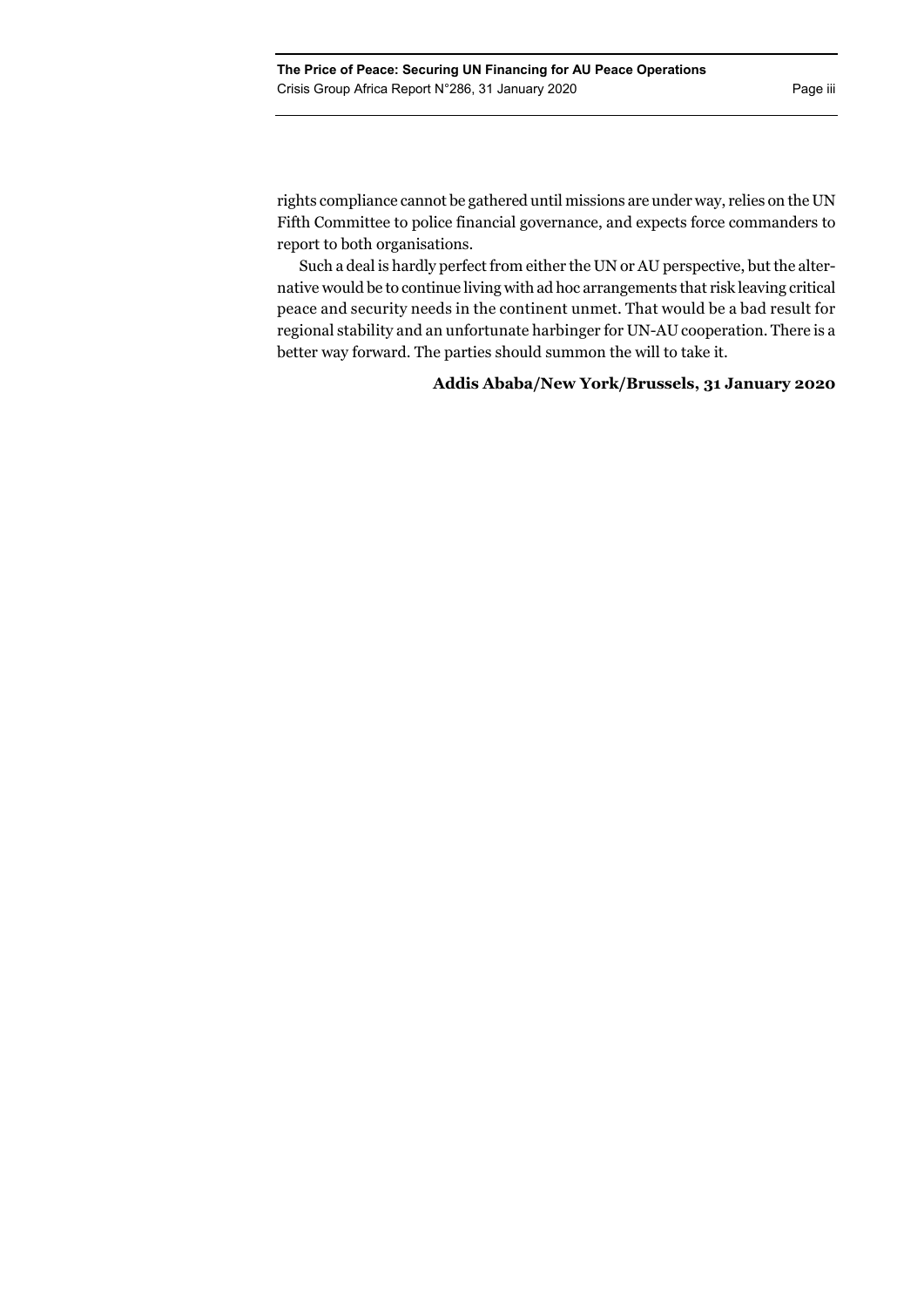rights compliance cannot be gathered until missions are under way, relies on the UN Fifth Committee to police financial governance, and expects force commanders to report to both organisations.

Such a deal is hardly perfect from either the UN or AU perspective, but the alternative would be to continue living with ad hoc arrangements that risk leaving critical peace and security needs in the continent unmet. That would be a bad result for regional stability and an unfortunate harbinger for UN-AU cooperation. There is a better way forward. The parties should summon the will to take it.

**Addis Ababa/New York/Brussels, 31 January 2020**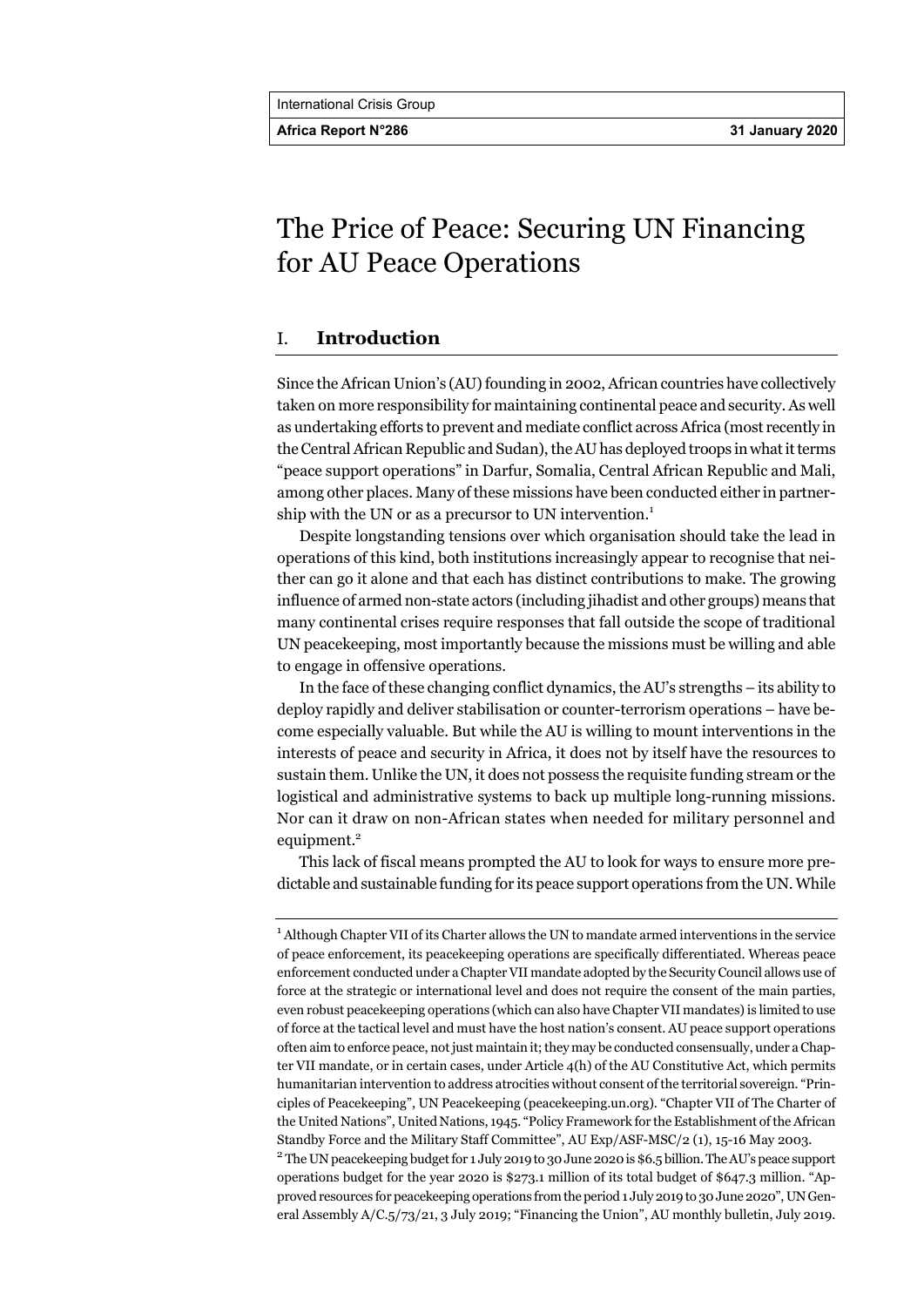# The Price of Peace: Securing UN Financing for AU Peace Operations

## I. Introduction

Since the African Union's (AU) founding in 2002, African countries have collectively taken on more responsibility for maintaining continental peace and security. As well as undertaking efforts to prevent and mediate conflict across Africa (most recently in the Central African Republic and Sudan), the AU has deployed troops in what it terms "peace support operations" in Darfur, Somalia, Central African Republic and Mali, among other places. Many of these missions have been conducted either in partnership with the UN or as a precursor to UN intervention.[1]

Despite longstanding tensions over which organisation should take the lead in operations of this kind, both institutions increasingly appear to recognise that neither can go it alone and that each has distinct contributions to make. The growing influence of armed non-state actors (including jihadist and other groups) means that many continental crises require responses that fall outside the scope of traditional UN peacekeeping, most importantly because the missions must be willing and able to engage in offensive operations.

In the face of these changing conflict dynamics, the AU's strengths – its ability to deploy rapidly and deliver stabilisation or counter-terrorism operations – have become especially valuable. But while the AU is willing to mount interventions in the interests of peace and security in Africa, it does not by itself have the resources to sustain them. Unlike the UN, it does not possess the requisite funding stream or the logistical and administrative systems to back up multiple long-running missions. Nor can it draw on non-African states when needed for military personnel and equipment.[2]

This lack of fiscal means prompted the AU to look for ways to ensure more predictable and sustainable funding for its peace support operations from the UN. While

---

[1] Although Chapter VII of its Charter allows the UN to mandate armed interventions in the service of peace enforcement, its peacekeeping operations are specifically differentiated. Whereas peace enforcement conducted under a Chapter VII mandate adopted by the Security Council allows use of force at the strategic or international level and does not require the consent of the main parties, even robust peacekeeping operations (which can also have Chapter VII mandates) is limited to use of force at the tactical level and must have the host nation's consent. AU peace support operations often aim to enforce peace, not just maintain it; they may be conducted consensually, under a Chapter VII mandate, or in certain cases, under Article 4(h) of the AU Constitutive Act, which permits humanitarian intervention to address atrocities without consent of the territorial sovereign. "Principles of Peacekeeping", UN Peacekeeping (peacekeeping.un.org). "Chapter VII of The Charter of the United Nations", United Nations, 1945. "Policy Framework for the Establishment of the African Standby Force and the Military Staff Committee", AU Exp/ASF-MSC/2 (1), 15-16 May 2003.

[2] The UN peacekeeping budget for 1 July 2019 to 30 June 2020 is $6.5 billion. The AU's peace support operations budget for the year 2020 is $273.1 million of its total budget of $647.3 million. "Approved resources for peacekeeping operations from the period 1 July 2019 to 30 June 2020", UN General Assembly A/C.5/73/21, 3 July 2019; "Financing the Union", AU monthly bulletin, July 2019.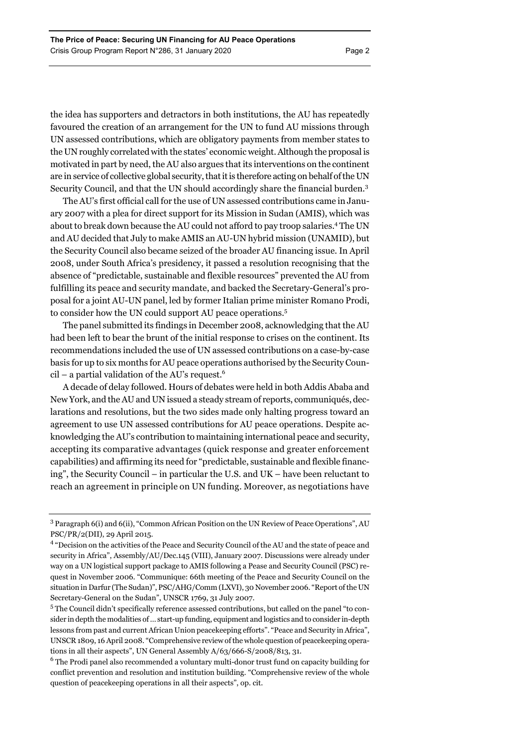the idea has supporters and detractors in both institutions, the AU has repeatedly favoured the creation of an arrangement for the UN to fund AU missions through UN assessed contributions, which are obligatory payments from member states to the UN roughly correlated with the states' economic weight. Although the proposal is motivated in part by need, the AU also argues that its interventions on the continent are in service of collective global security, that it is therefore acting on behalf of the UN Security Council, and that the UN should accordingly share the financial burden.[3]

The AU's first official call for the use of UN assessed contributions came in January 2007 with a plea for direct support for its Mission in Sudan (AMIS), which was about to break down because the AU could not afford to pay troop salaries.[4] The UN and AU decided that July to make AMIS an AU-UN hybrid mission (UNAMID), but the Security Council also became seized of the broader AU financing issue. In April 2008, under South Africa's presidency, it passed a resolution recognising that the absence of "predictable, sustainable and flexible resources" prevented the AU from fulfilling its peace and security mandate, and backed the Secretary-General's proposal for a joint AU-UN panel, led by former Italian prime minister Romano Prodi, to consider how the UN could support AU peace operations.[5]

The panel submitted its findings in December 2008, acknowledging that the AU had been left to bear the brunt of the initial response to crises on the continent. Its recommendations included the use of UN assessed contributions on a case-by-case basis for up to six months for AU peace operations authorised by the Security Council – a partial validation of the AU's request.[6]

A decade of delay followed. Hours of debates were held in both Addis Ababa and New York, and the AU and UN issued a steady stream of reports, communiqués, declarations and resolutions, but the two sides made only halting progress toward an agreement to use UN assessed contributions for AU peace operations. Despite acknowledging the AU's contribution to maintaining international peace and security, accepting its comparative advantages (quick response and greater enforcement capabilities) and affirming its need for "predictable, sustainable and flexible financing", the Security Council – in particular the U.S. and UK – have been reluctant to reach an agreement in principle on UN funding. Moreover, as negotiations have

---

[3] Paragraph 6(i) and 6(ii), "Common African Position on the UN Review of Peace Operations", AU PSC/PR/2(DII), 29 April 2015.

[4] "Decision on the activities of the Peace and Security Council of the AU and the state of peace and security in Africa", Assembly/AU/Dec.145 (VIII), January 2007. Discussions were already under way on a UN logistical support package to AMIS following a Pease and Security Council (PSC) request in November 2006. "Communique: 66th meeting of the Peace and Security Council on the situation in Darfur (The Sudan)", PSC/AHG/Comm (LXVI), 30 November 2006. "Report of the UN Secretary-General on the Sudan", UNSCR 1769, 31 July 2007.

[5] The Council didn't specifically reference assessed contributions, but called on the panel "to consider in depth the modalities of … start-up funding, equipment and logistics and to consider in-depth lessons from past and current African Union peacekeeping efforts". "Peace and Security in Africa", UNSCR 1809, 16 April 2008. "Comprehensive review of the whole question of peacekeeping operations in all their aspects", UN General Assembly A/63/666-S/2008/813, 31.

[6] The Prodi panel also recommended a voluntary multi-donor trust fund on capacity building for conflict prevention and resolution and institution building. "Comprehensive review of the whole question of peacekeeping operations in all their aspects", op. cit.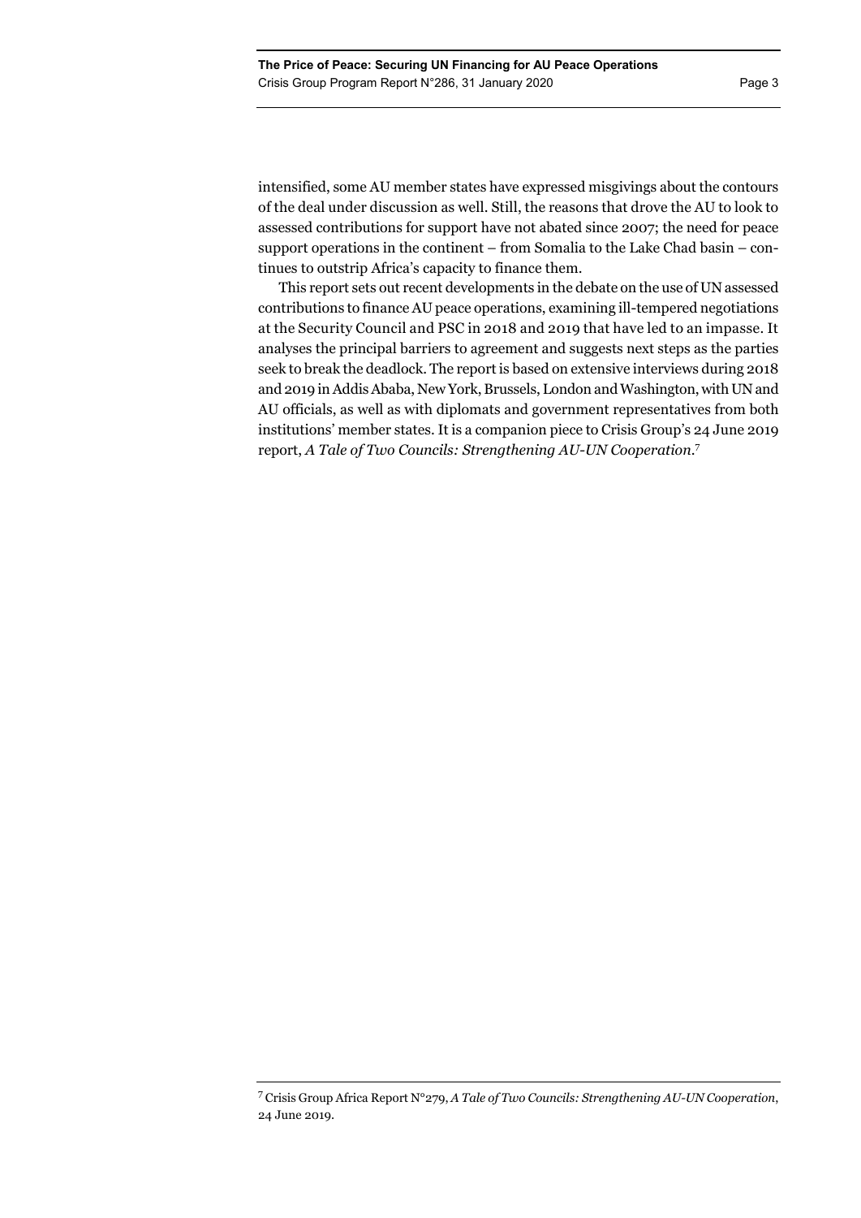intensified, some AU member states have expressed misgivings about the contours of the deal under discussion as well. Still, the reasons that drove the AU to look to assessed contributions for support have not abated since 2007; the need for peace support operations in the continent – from Somalia to the Lake Chad basin – continues to outstrip Africa's capacity to finance them.

This report sets out recent developments in the debate on the use of UN assessed contributions to finance AU peace operations, examining ill-tempered negotiations at the Security Council and PSC in 2018 and 2019 that have led to an impasse. It analyses the principal barriers to agreement and suggests next steps as the parties seek to break the deadlock. The report is based on extensive interviews during 2018 and 2019 in Addis Ababa, New York, Brussels, London and Washington, with UN and AU officials, as well as with diplomats and government representatives from both institutions' member states. It is a companion piece to Crisis Group's 24 June 2019 report, *A Tale of Two Councils: Strengthening AU-UN Cooperation*.[7]

[7] Crisis Group Africa Report N°279, *A Tale of Two Councils: Strengthening AU-UN Cooperation*, 24 June 2019.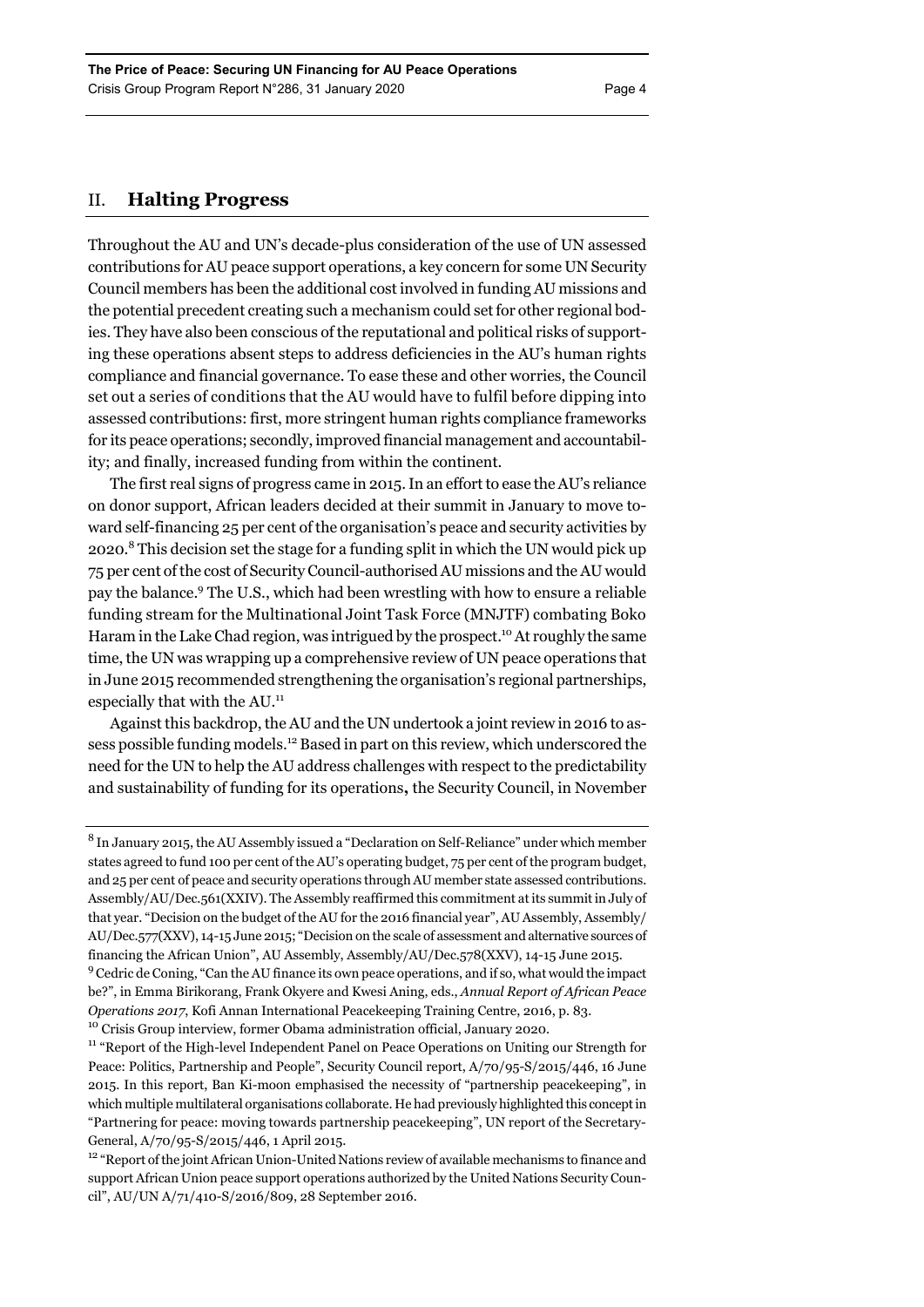## II. Halting Progress

Throughout the AU and UN's decade-plus consideration of the use of UN assessed contributions for AU peace support operations, a key concern for some UN Security Council members has been the additional cost involved in funding AU missions and the potential precedent creating such a mechanism could set for other regional bodies. They have also been conscious of the reputational and political risks of supporting these operations absent steps to address deficiencies in the AU's human rights compliance and financial governance. To ease these and other worries, the Council set out a series of conditions that the AU would have to fulfil before dipping into assessed contributions: first, more stringent human rights compliance frameworks for its peace operations; secondly, improved financial management and accountability; and finally, increased funding from within the continent.

The first real signs of progress came in 2015. In an effort to ease the AU's reliance on donor support, African leaders decided at their summit in January to move toward self-financing 25 per cent of the organisation's peace and security activities by 2020.[8] This decision set the stage for a funding split in which the UN would pick up 75 per cent of the cost of Security Council-authorised AU missions and the AU would pay the balance.[9] The U.S., which had been wrestling with how to ensure a reliable funding stream for the Multinational Joint Task Force (MNJTF) combating Boko Haram in the Lake Chad region, was intrigued by the prospect.[10] At roughly the same time, the UN was wrapping up a comprehensive review of UN peace operations that in June 2015 recommended strengthening the organisation's regional partnerships, especially that with the AU.[11]

Against this backdrop, the AU and the UN undertook a joint review in 2016 to assess possible funding models.[12] Based in part on this review, which underscored the need for the UN to help the AU address challenges with respect to the predictability and sustainability of funding for its operations**,** the Security Council, in November

---

[8] In January 2015, the AU Assembly issued a "Declaration on Self-Reliance" under which member states agreed to fund 100 per cent of the AU's operating budget, 75 per cent of the program budget, and 25 per cent of peace and security operations through AU member state assessed contributions. Assembly/AU/Dec.561(XXIV). The Assembly reaffirmed this commitment at its summit in July of that year. "Decision on the budget of the AU for the 2016 financial year", AU Assembly, Assembly/AU/Dec.577(XXV), 14-15 June 2015; "Decision on the scale of assessment and alternative sources of financing the African Union", AU Assembly, Assembly/AU/Dec.578(XXV), 14-15 June 2015.

[9] Cedric de Coning, "Can the AU finance its own peace operations, and if so, what would the impact be?", in Emma Birikorang, Frank Okyere and Kwesi Aning, eds., *Annual Report of African Peace Operations 2017*, Kofi Annan International Peacekeeping Training Centre, 2016, p. 83.

[10] Crisis Group interview, former Obama administration official, January 2020.

[11] "Report of the High-level Independent Panel on Peace Operations on Uniting our Strength for Peace: Politics, Partnership and People", Security Council report, A/70/95-S/2015/446, 16 June 2015. In this report, Ban Ki-moon emphasised the necessity of "partnership peacekeeping", in which multiple multilateral organisations collaborate. He had previously highlighted this concept in "Partnering for peace: moving towards partnership peacekeeping", UN report of the Secretary-General, A/70/95-S/2015/446, 1 April 2015.

[12] "Report of the joint African Union-United Nations review of available mechanisms to finance and support African Union peace support operations authorized by the United Nations Security Council", AU/UN A/71/410-S/2016/809, 28 September 2016.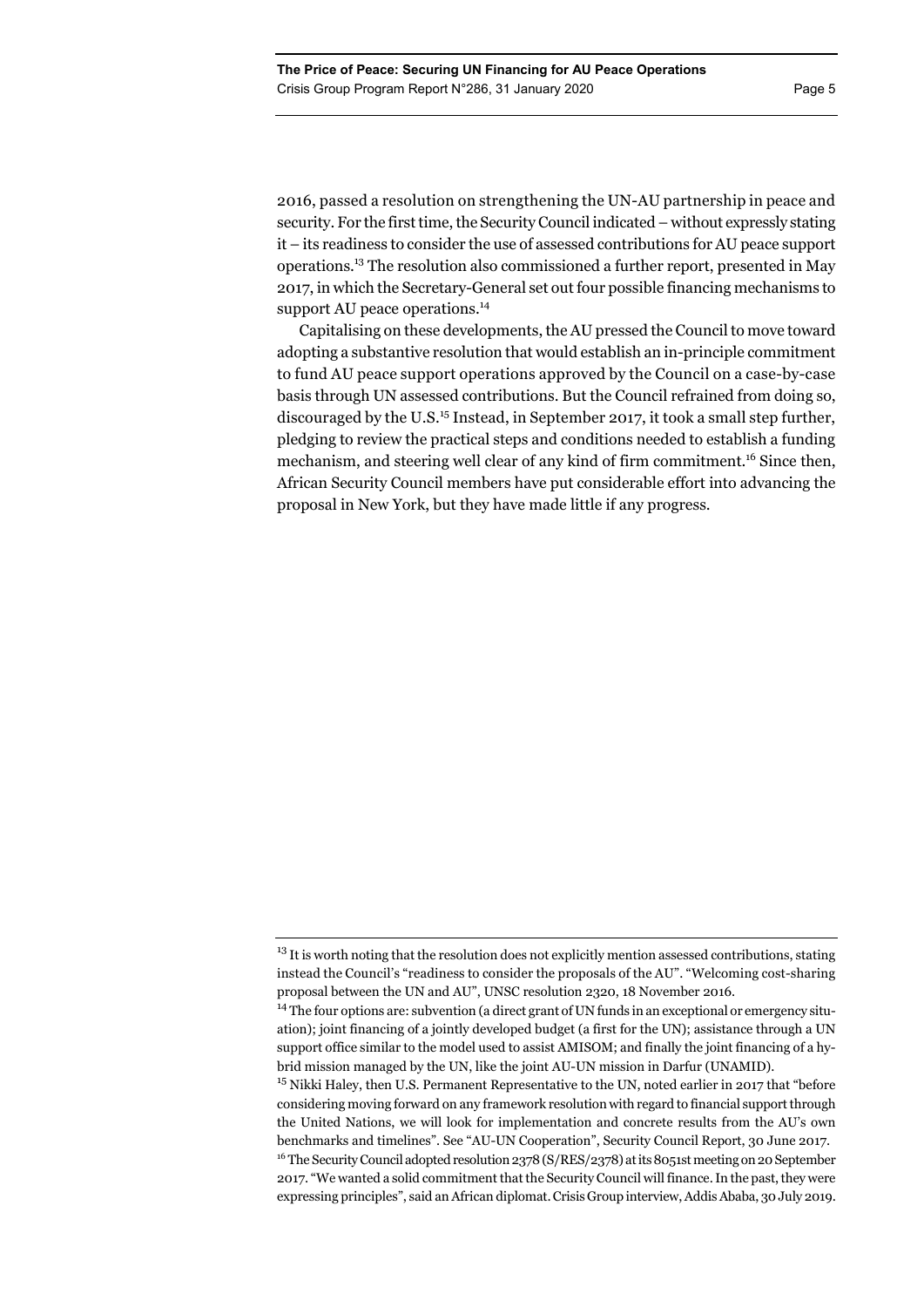2016, passed a resolution on strengthening the UN-AU partnership in peace and security. For the first time, the Security Council indicated – without expressly stating it – its readiness to consider the use of assessed contributions for AU peace support operations.[13] The resolution also commissioned a further report, presented in May 2017, in which the Secretary-General set out four possible financing mechanisms to support AU peace operations.[14]

Capitalising on these developments, the AU pressed the Council to move toward adopting a substantive resolution that would establish an in-principle commitment to fund AU peace support operations approved by the Council on a case-by-case basis through UN assessed contributions. But the Council refrained from doing so, discouraged by the U.S.[15] Instead, in September 2017, it took a small step further, pledging to review the practical steps and conditions needed to establish a funding mechanism, and steering well clear of any kind of firm commitment.[16] Since then, African Security Council members have put considerable effort into advancing the proposal in New York, but they have made little if any progress.

---

[13] It is worth noting that the resolution does not explicitly mention assessed contributions, stating instead the Council's "readiness to consider the proposals of the AU". "Welcoming cost-sharing proposal between the UN and AU", UNSC resolution 2320, 18 November 2016.

[14] The four options are: subvention (a direct grant of UN funds in an exceptional or emergency situation); joint financing of a jointly developed budget (a first for the UN); assistance through a UN support office similar to the model used to assist AMISOM; and finally the joint financing of a hybrid mission managed by the UN, like the joint AU-UN mission in Darfur (UNAMID).

[15] Nikki Haley, then U.S. Permanent Representative to the UN, noted earlier in 2017 that "before considering moving forward on any framework resolution with regard to financial support through the United Nations, we will look for implementation and concrete results from the AU's own benchmarks and timelines". See "AU-UN Cooperation", Security Council Report, 30 June 2017.

[16] The Security Council adopted resolution 2378 (S/RES/2378) at its 8051st meeting on 20 September 2017. "We wanted a solid commitment that the Security Council will finance. In the past, they were expressing principles", said an African diplomat. Crisis Group interview, Addis Ababa, 30 July 2019.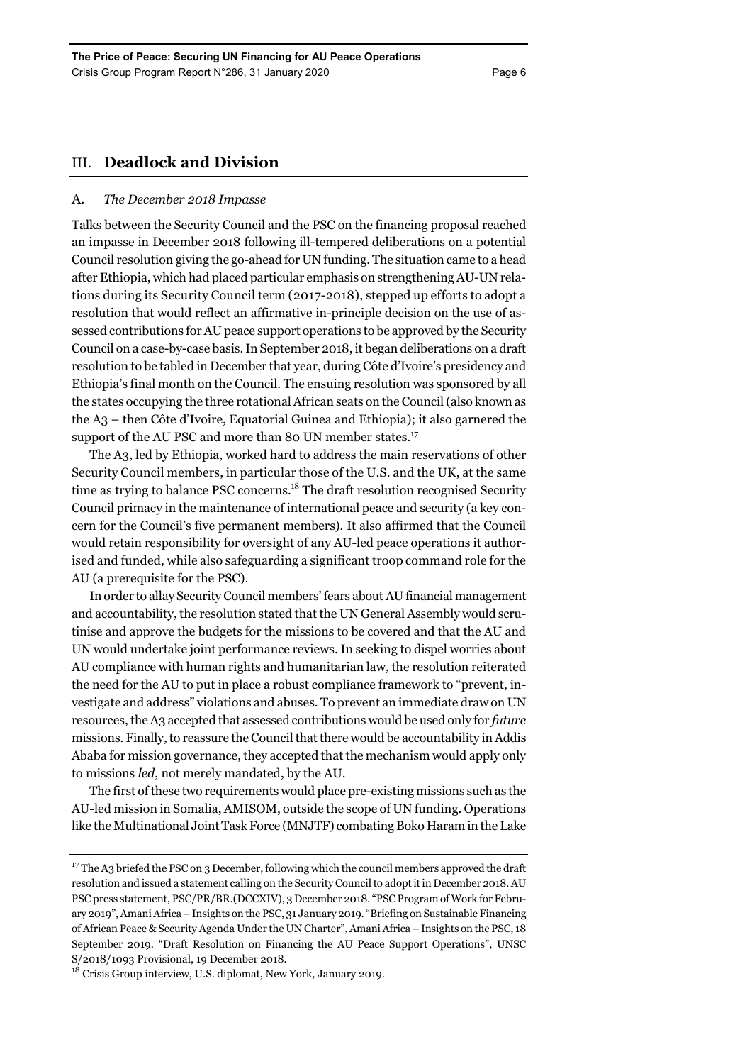## III. Deadlock and Division

### A. *The December 2018 Impasse*

Talks between the Security Council and the PSC on the financing proposal reached an impasse in December 2018 following ill-tempered deliberations on a potential Council resolution giving the go-ahead for UN funding. The situation came to a head after Ethiopia, which had placed particular emphasis on strengthening AU-UN relations during its Security Council term (2017-2018), stepped up efforts to adopt a resolution that would reflect an affirmative in-principle decision on the use of assessed contributions for AU peace support operations to be approved by the Security Council on a case-by-case basis. In September 2018, it began deliberations on a draft resolution to be tabled in December that year, during Côte d'Ivoire's presidency and Ethiopia's final month on the Council. The ensuing resolution was sponsored by all the states occupying the three rotational African seats on the Council (also known as the A3 – then Côte d'Ivoire, Equatorial Guinea and Ethiopia); it also garnered the support of the AU PSC and more than 80 UN member states.[17]

The A3, led by Ethiopia, worked hard to address the main reservations of other Security Council members, in particular those of the U.S. and the UK, at the same time as trying to balance PSC concerns.[18] The draft resolution recognised Security Council primacy in the maintenance of international peace and security (a key concern for the Council's five permanent members). It also affirmed that the Council would retain responsibility for oversight of any AU-led peace operations it authorised and funded, while also safeguarding a significant troop command role for the AU (a prerequisite for the PSC).

In order to allay Security Council members' fears about AU financial management and accountability, the resolution stated that the UN General Assembly would scrutinise and approve the budgets for the missions to be covered and that the AU and UN would undertake joint performance reviews. In seeking to dispel worries about AU compliance with human rights and humanitarian law, the resolution reiterated the need for the AU to put in place a robust compliance framework to "prevent, investigate and address" violations and abuses. To prevent an immediate draw on UN resources, the A3 accepted that assessed contributions would be used only for *future* missions. Finally, to reassure the Council that there would be accountability in Addis Ababa for mission governance, they accepted that the mechanism would apply only to missions *led*, not merely mandated, by the AU.

The first of these two requirements would place pre-existing missions such as the AU-led mission in Somalia, AMISOM, outside the scope of UN funding. Operations like the Multinational Joint Task Force (MNJTF) combating Boko Haram in the Lake

---

[17] The A3 briefed the PSC on 3 December, following which the council members approved the draft resolution and issued a statement calling on the Security Council to adopt it in December 2018. AU PSC press statement, PSC/PR/BR.(DCCXIV), 3 December 2018. "PSC Program of Work for February 2019", Amani Africa – Insights on the PSC, 31 January 2019. "Briefing on Sustainable Financing of African Peace & Security Agenda Under the UN Charter", Amani Africa – Insights on the PSC, 18 September 2019. "Draft Resolution on Financing the AU Peace Support Operations", UNSC S/2018/1093 Provisional, 19 December 2018.

[18] Crisis Group interview, U.S. diplomat, New York, January 2019.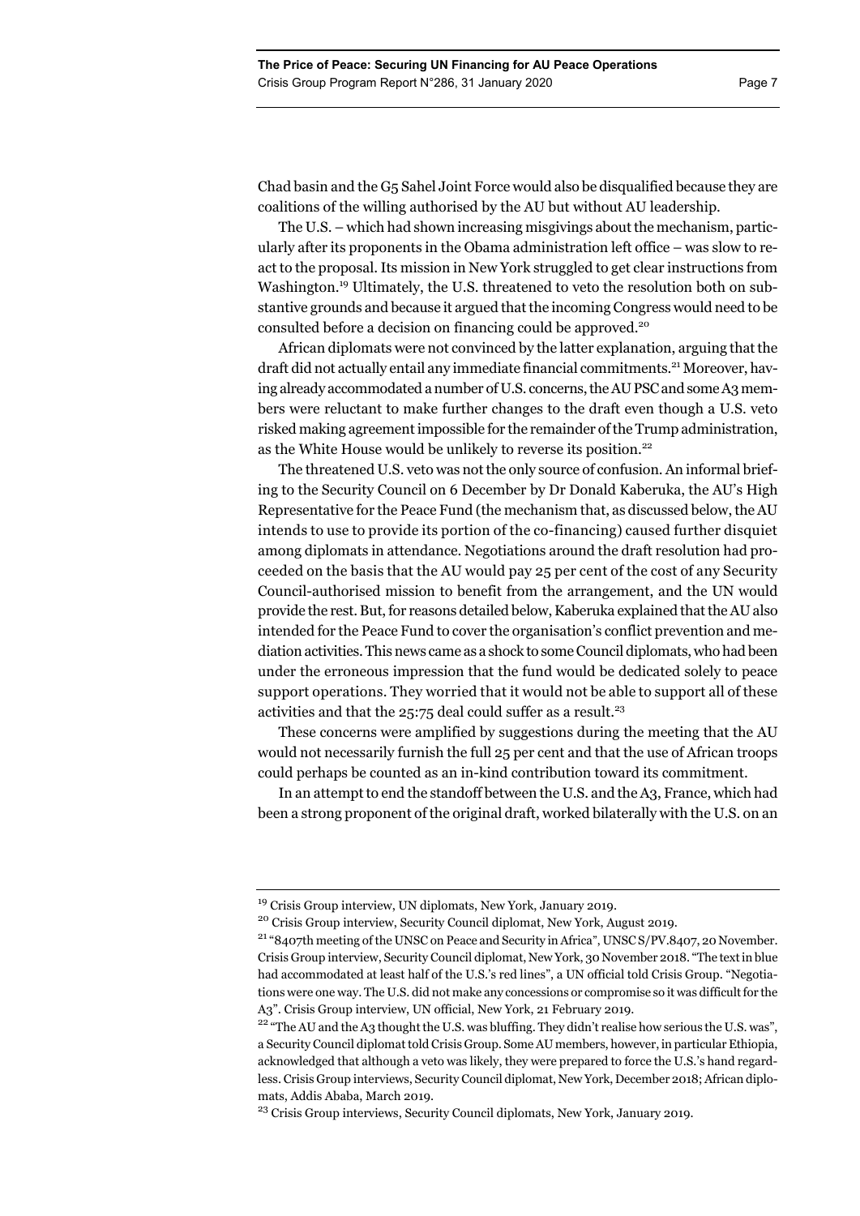Chad basin and the G5 Sahel Joint Force would also be disqualified because they are coalitions of the willing authorised by the AU but without AU leadership.

The U.S. – which had shown increasing misgivings about the mechanism, particularly after its proponents in the Obama administration left office – was slow to react to the proposal. Its mission in New York struggled to get clear instructions from Washington.[19] Ultimately, the U.S. threatened to veto the resolution both on substantive grounds and because it argued that the incoming Congress would need to be consulted before a decision on financing could be approved.[20]

African diplomats were not convinced by the latter explanation, arguing that the draft did not actually entail any immediate financial commitments.[21] Moreover, having already accommodated a number of U.S. concerns, the AU PSC and some A3 members were reluctant to make further changes to the draft even though a U.S. veto risked making agreement impossible for the remainder of the Trump administration, as the White House would be unlikely to reverse its position.[22]

The threatened U.S. veto was not the only source of confusion. An informal briefing to the Security Council on 6 December by Dr Donald Kaberuka, the AU's High Representative for the Peace Fund (the mechanism that, as discussed below, the AU intends to use to provide its portion of the co-financing) caused further disquiet among diplomats in attendance. Negotiations around the draft resolution had proceeded on the basis that the AU would pay 25 per cent of the cost of any Security Council-authorised mission to benefit from the arrangement, and the UN would provide the rest. But, for reasons detailed below, Kaberuka explained that the AU also intended for the Peace Fund to cover the organisation's conflict prevention and mediation activities. This news came as a shock to some Council diplomats, who had been under the erroneous impression that the fund would be dedicated solely to peace support operations. They worried that it would not be able to support all of these activities and that the 25:75 deal could suffer as a result.[23]

These concerns were amplified by suggestions during the meeting that the AU would not necessarily furnish the full 25 per cent and that the use of African troops could perhaps be counted as an in-kind contribution toward its commitment.

In an attempt to end the standoff between the U.S. and the A3, France, which had been a strong proponent of the original draft, worked bilaterally with the U.S. on an

---

[19] Crisis Group interview, UN diplomats, New York, January 2019.

[20] Crisis Group interview, Security Council diplomat, New York, August 2019.

[21] "8407th meeting of the UNSC on Peace and Security in Africa", UNSC S/PV.8407, 20 November. Crisis Group interview, Security Council diplomat, New York, 30 November 2018. "The text in blue had accommodated at least half of the U.S.'s red lines", a UN official told Crisis Group. "Negotiations were one way. The U.S. did not make any concessions or compromise so it was difficult for the A3". Crisis Group interview, UN official, New York, 21 February 2019.

[22] "The AU and the A3 thought the U.S. was bluffing. They didn't realise how serious the U.S. was", a Security Council diplomat told Crisis Group. Some AU members, however, in particular Ethiopia, acknowledged that although a veto was likely, they were prepared to force the U.S.'s hand regardless. Crisis Group interviews, Security Council diplomat, New York, December 2018; African diplomats, Addis Ababa, March 2019.

[23] Crisis Group interviews, Security Council diplomats, New York, January 2019.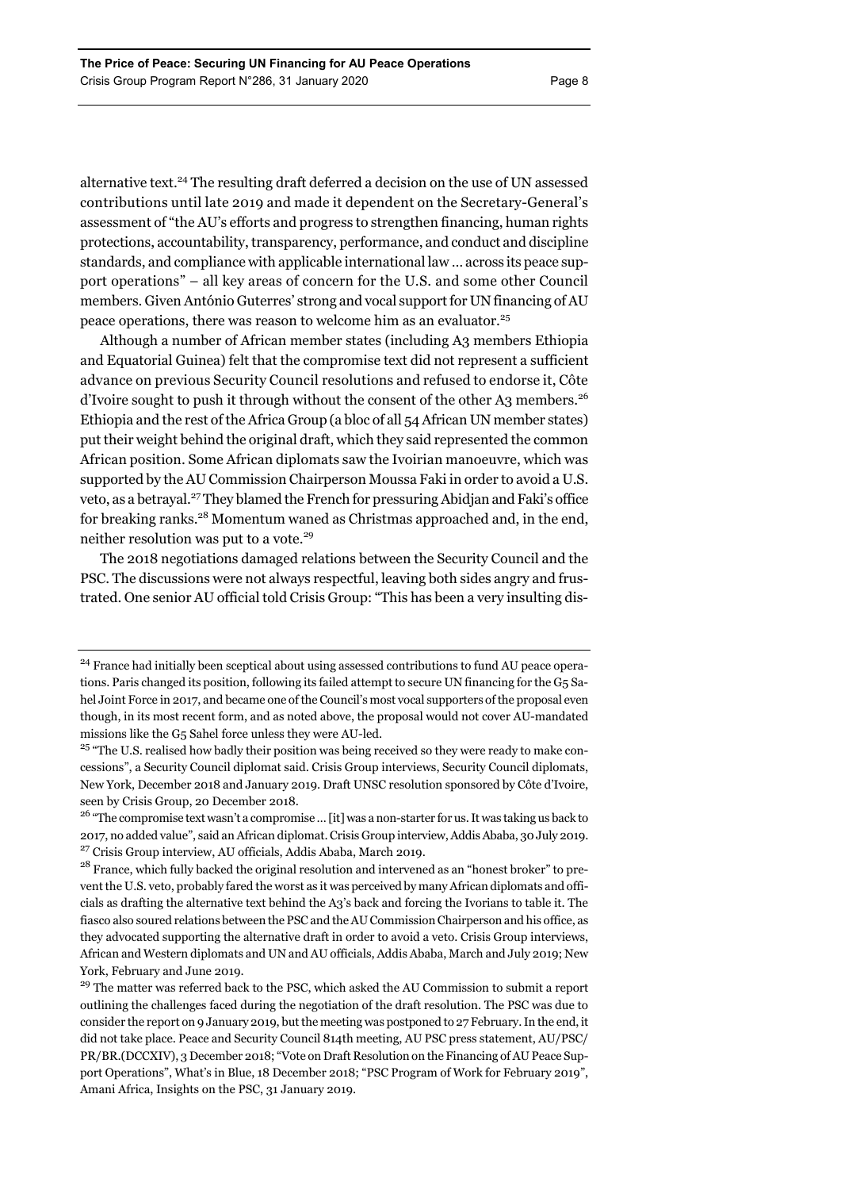alternative text.[24] The resulting draft deferred a decision on the use of UN assessed contributions until late 2019 and made it dependent on the Secretary-General's assessment of "the AU's efforts and progress to strengthen financing, human rights protections, accountability, transparency, performance, and conduct and discipline standards, and compliance with applicable international law … across its peace support operations" – all key areas of concern for the U.S. and some other Council members. Given António Guterres' strong and vocal support for UN financing of AU peace operations, there was reason to welcome him as an evaluator.[25]

Although a number of African member states (including A3 members Ethiopia and Equatorial Guinea) felt that the compromise text did not represent a sufficient advance on previous Security Council resolutions and refused to endorse it, Côte d'Ivoire sought to push it through without the consent of the other A3 members.[26] Ethiopia and the rest of the Africa Group (a bloc of all 54 African UN member states) put their weight behind the original draft, which they said represented the common African position. Some African diplomats saw the Ivoirian manoeuvre, which was supported by the AU Commission Chairperson Moussa Faki in order to avoid a U.S. veto, as a betrayal.[27] They blamed the French for pressuring Abidjan and Faki's office for breaking ranks.[28] Momentum waned as Christmas approached and, in the end, neither resolution was put to a vote.[29]

The 2018 negotiations damaged relations between the Security Council and the PSC. The discussions were not always respectful, leaving both sides angry and frustrated. One senior AU official told Crisis Group: "This has been a very insulting dis-

---

[24] France had initially been sceptical about using assessed contributions to fund AU peace operations. Paris changed its position, following its failed attempt to secure UN financing for the G5 Sahel Joint Force in 2017, and became one of the Council's most vocal supporters of the proposal even though, in its most recent form, and as noted above, the proposal would not cover AU-mandated missions like the G5 Sahel force unless they were AU-led.

[25] "The U.S. realised how badly their position was being received so they were ready to make concessions", a Security Council diplomat said. Crisis Group interviews, Security Council diplomats, New York, December 2018 and January 2019. Draft UNSC resolution sponsored by Côte d'Ivoire, seen by Crisis Group, 20 December 2018.

[26] "The compromise text wasn't a compromise … [it] was a non-starter for us. It was taking us back to 2017, no added value", said an African diplomat. Crisis Group interview, Addis Ababa, 30 July 2019.

[27] Crisis Group interview, AU officials, Addis Ababa, March 2019.

[28] France, which fully backed the original resolution and intervened as an "honest broker" to prevent the U.S. veto, probably fared the worst as it was perceived by many African diplomats and officials as drafting the alternative text behind the A3's back and forcing the Ivorians to table it. The fiasco also soured relations between the PSC and the AU Commission Chairperson and his office, as they advocated supporting the alternative draft in order to avoid a veto. Crisis Group interviews, African and Western diplomats and UN and AU officials, Addis Ababa, March and July 2019; New York, February and June 2019.

[29] The matter was referred back to the PSC, which asked the AU Commission to submit a report outlining the challenges faced during the negotiation of the draft resolution. The PSC was due to consider the report on 9 January 2019, but the meeting was postponed to 27 February. In the end, it did not take place. Peace and Security Council 814th meeting, AU PSC press statement, AU/PSC/PR/BR.(DCCXIV), 3 December 2018; "Vote on Draft Resolution on the Financing of AU Peace Support Operations", What's in Blue, 18 December 2018; "PSC Program of Work for February 2019", Amani Africa, Insights on the PSC, 31 January 2019.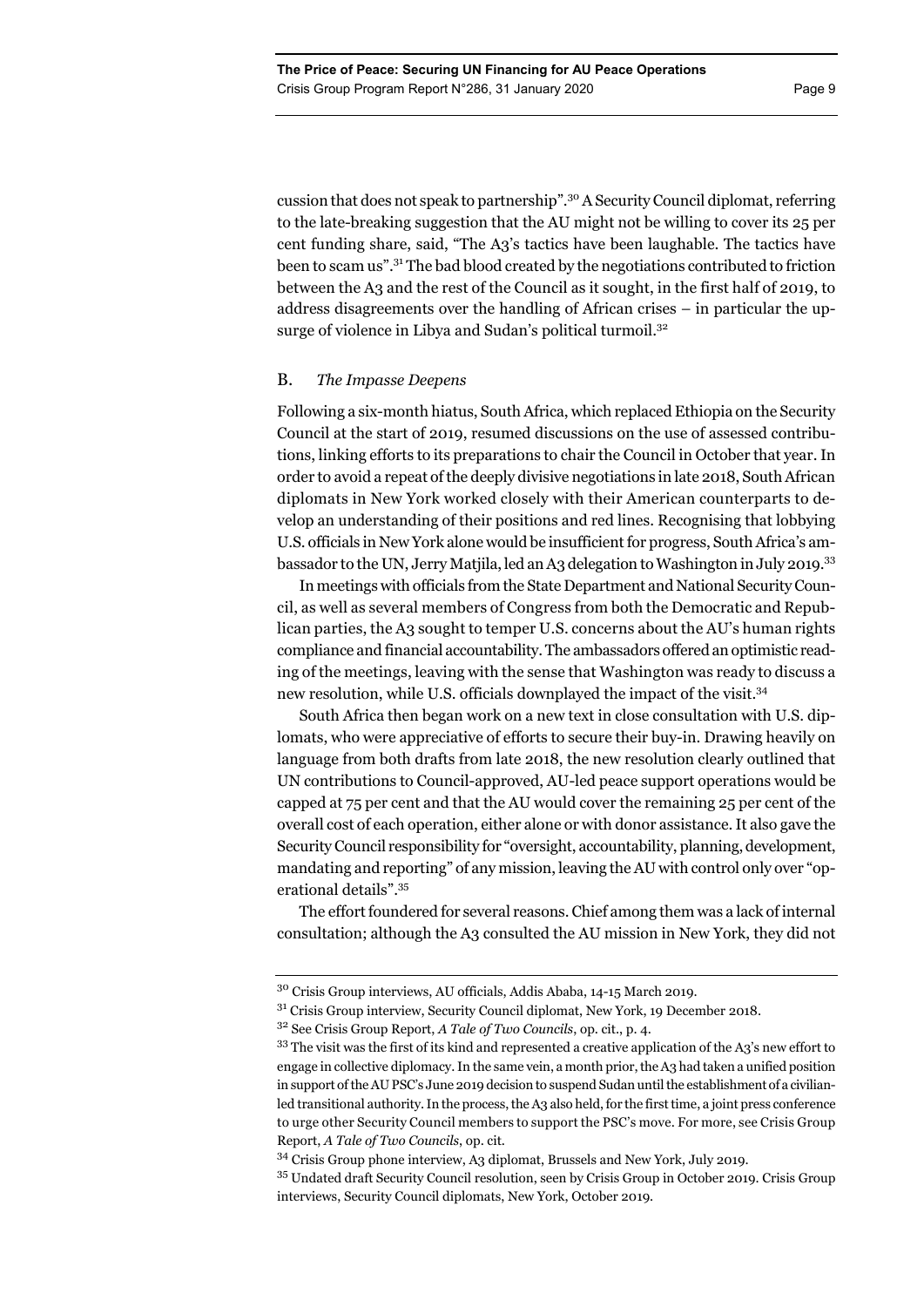cussion that does not speak to partnership".[30] A Security Council diplomat, referring to the late-breaking suggestion that the AU might not be willing to cover its 25 per cent funding share, said, "The A3's tactics have been laughable. The tactics have been to scam us".[31] The bad blood created by the negotiations contributed to friction between the A3 and the rest of the Council as it sought, in the first half of 2019, to address disagreements over the handling of African crises – in particular the upsurge of violence in Libya and Sudan's political turmoil.[32]

## B. *The Impasse Deepens*

Following a six-month hiatus, South Africa, which replaced Ethiopia on the Security Council at the start of 2019, resumed discussions on the use of assessed contributions, linking efforts to its preparations to chair the Council in October that year. In order to avoid a repeat of the deeply divisive negotiations in late 2018, South African diplomats in New York worked closely with their American counterparts to develop an understanding of their positions and red lines. Recognising that lobbying U.S. officials in New York alone would be insufficient for progress, South Africa's ambassador to the UN, Jerry Matjila, led an A3 delegation to Washington in July 2019.[33]

In meetings with officials from the State Department and National Security Council, as well as several members of Congress from both the Democratic and Republican parties, the A3 sought to temper U.S. concerns about the AU's human rights compliance and financial accountability. The ambassadors offered an optimistic reading of the meetings, leaving with the sense that Washington was ready to discuss a new resolution, while U.S. officials downplayed the impact of the visit.[34]

South Africa then began work on a new text in close consultation with U.S. diplomats, who were appreciative of efforts to secure their buy-in. Drawing heavily on language from both drafts from late 2018, the new resolution clearly outlined that UN contributions to Council-approved, AU-led peace support operations would be capped at 75 per cent and that the AU would cover the remaining 25 per cent of the overall cost of each operation, either alone or with donor assistance. It also gave the Security Council responsibility for "oversight, accountability, planning, development, mandating and reporting" of any mission, leaving the AU with control only over "operational details".[35]

The effort foundered for several reasons. Chief among them was a lack of internal consultation; although the A3 consulted the AU mission in New York, they did not

---

[30] Crisis Group interviews, AU officials, Addis Ababa, 14-15 March 2019.

[31] Crisis Group interview, Security Council diplomat, New York, 19 December 2018.

[32] See Crisis Group Report, *A Tale of Two Councils*, op. cit., p. 4.

[33] The visit was the first of its kind and represented a creative application of the A3's new effort to engage in collective diplomacy. In the same vein, a month prior, the A3 had taken a unified position in support of the AU PSC's June 2019 decision to suspend Sudan until the establishment of a civilian-led transitional authority. In the process, the A3 also held, for the first time, a joint press conference to urge other Security Council members to support the PSC's move. For more, see Crisis Group Report, *A Tale of Two Councils*, op. cit.

[34] Crisis Group phone interview, A3 diplomat, Brussels and New York, July 2019.

[35] Undated draft Security Council resolution, seen by Crisis Group in October 2019. Crisis Group interviews, Security Council diplomats, New York, October 2019.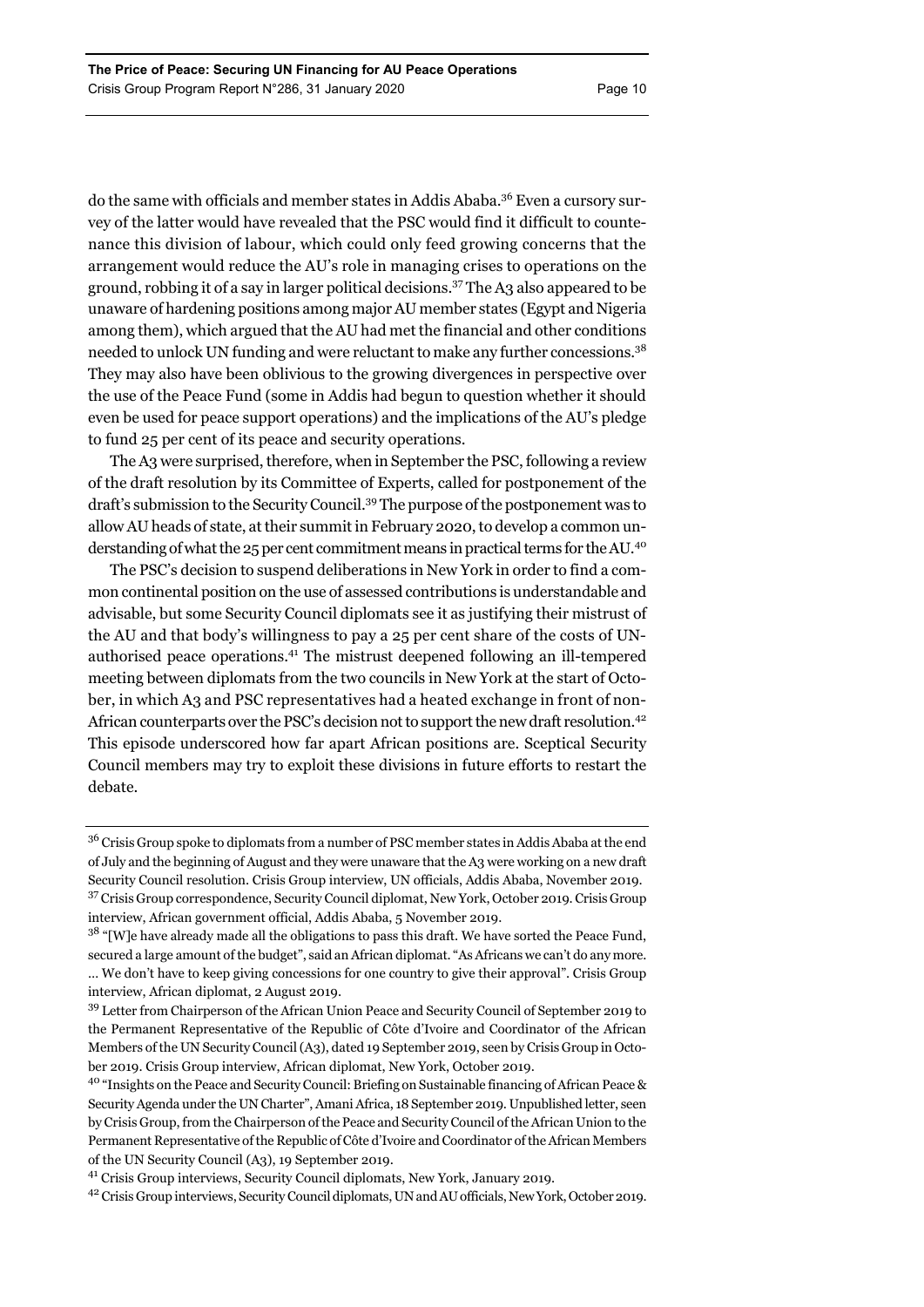do the same with officials and member states in Addis Ababa.[36] Even a cursory survey of the latter would have revealed that the PSC would find it difficult to countenance this division of labour, which could only feed growing concerns that the arrangement would reduce the AU's role in managing crises to operations on the ground, robbing it of a say in larger political decisions.[37] The A3 also appeared to be unaware of hardening positions among major AU member states (Egypt and Nigeria among them), which argued that the AU had met the financial and other conditions needed to unlock UN funding and were reluctant to make any further concessions.[38] They may also have been oblivious to the growing divergences in perspective over the use of the Peace Fund (some in Addis had begun to question whether it should even be used for peace support operations) and the implications of the AU's pledge to fund 25 per cent of its peace and security operations.

The A3 were surprised, therefore, when in September the PSC, following a review of the draft resolution by its Committee of Experts, called for postponement of the draft's submission to the Security Council.[39] The purpose of the postponement was to allow AU heads of state, at their summit in February 2020, to develop a common understanding of what the 25 per cent commitment means in practical terms for the AU.[40]

The PSC's decision to suspend deliberations in New York in order to find a common continental position on the use of assessed contributions is understandable and advisable, but some Security Council diplomats see it as justifying their mistrust of the AU and that body's willingness to pay a 25 per cent share of the costs of UN-authorised peace operations.[41] The mistrust deepened following an ill-tempered meeting between diplomats from the two councils in New York at the start of October, in which A3 and PSC representatives had a heated exchange in front of non-African counterparts over the PSC's decision not to support the new draft resolution.[42] This episode underscored how far apart African positions are. Sceptical Security Council members may try to exploit these divisions in future efforts to restart the debate.

---

[36] Crisis Group spoke to diplomats from a number of PSC member states in Addis Ababa at the end of July and the beginning of August and they were unaware that the A3 were working on a new draft Security Council resolution. Crisis Group interview, UN officials, Addis Ababa, November 2019.

[37] Crisis Group correspondence, Security Council diplomat, New York, October 2019. Crisis Group interview, African government official, Addis Ababa, 5 November 2019.

[38] "[W]e have already made all the obligations to pass this draft. We have sorted the Peace Fund, secured a large amount of the budget", said an African diplomat. "As Africans we can't do any more. … We don't have to keep giving concessions for one country to give their approval". Crisis Group interview, African diplomat, 2 August 2019.

[39] Letter from Chairperson of the African Union Peace and Security Council of September 2019 to the Permanent Representative of the Republic of Côte d'Ivoire and Coordinator of the African Members of the UN Security Council (A3), dated 19 September 2019, seen by Crisis Group in October 2019. Crisis Group interview, African diplomat, New York, October 2019.

[40] "Insights on the Peace and Security Council: Briefing on Sustainable financing of African Peace & Security Agenda under the UN Charter", Amani Africa, 18 September 2019. Unpublished letter, seen by Crisis Group, from the Chairperson of the Peace and Security Council of the African Union to the Permanent Representative of the Republic of Côte d'Ivoire and Coordinator of the African Members of the UN Security Council (A3), 19 September 2019.

[41] Crisis Group interviews, Security Council diplomats, New York, January 2019.

[42] Crisis Group interviews, Security Council diplomats, UN and AU officials, New York, October 2019.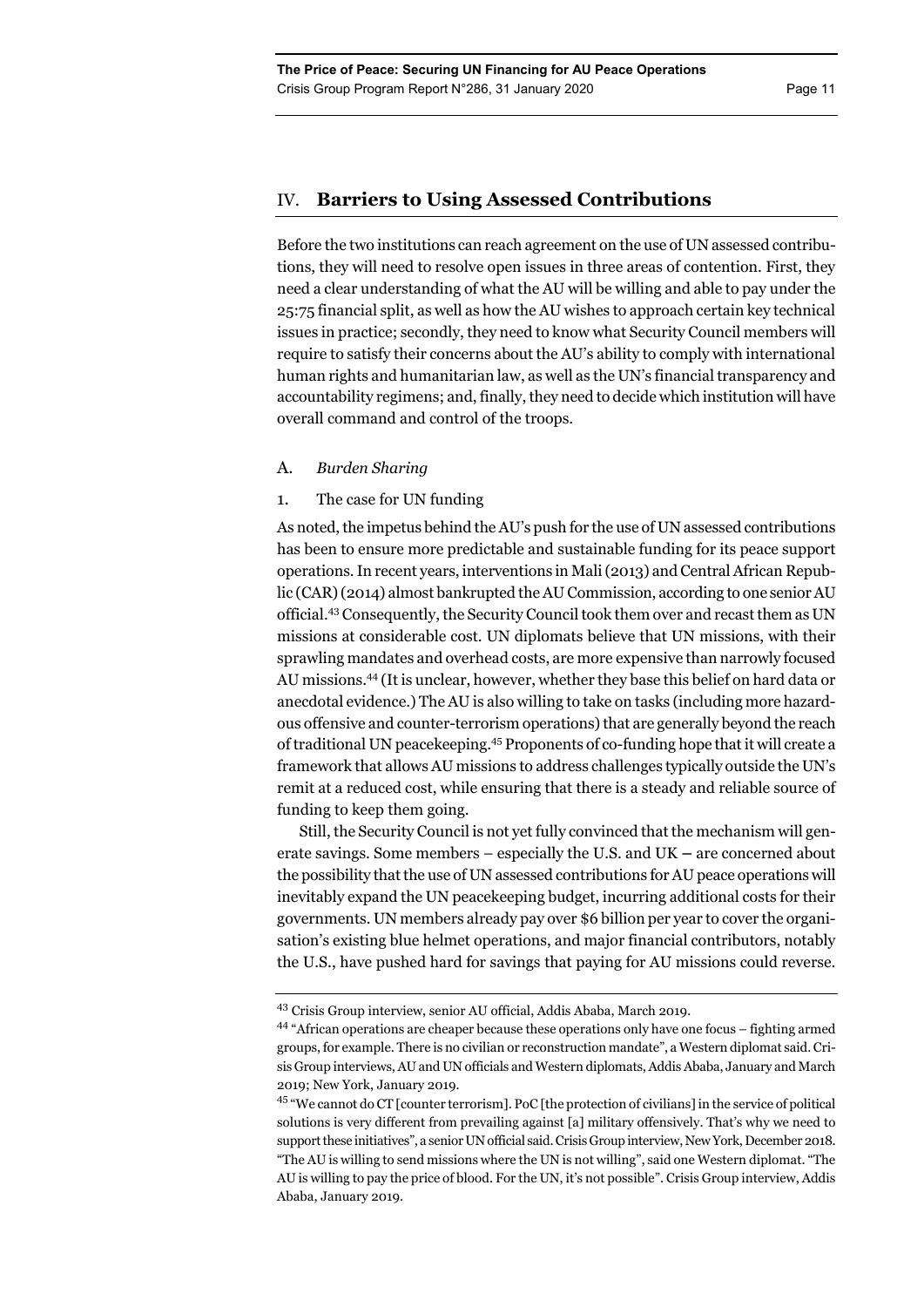## IV. Barriers to Using Assessed Contributions

Before the two institutions can reach agreement on the use of UN assessed contributions, they will need to resolve open issues in three areas of contention. First, they need a clear understanding of what the AU will be willing and able to pay under the 25:75 financial split, as well as how the AU wishes to approach certain key technical issues in practice; secondly, they need to know what Security Council members will require to satisfy their concerns about the AU's ability to comply with international human rights and humanitarian law, as well as the UN's financial transparency and accountability regimens; and, finally, they need to decide which institution will have overall command and control of the troops.

### A. *Burden Sharing*

#### 1. The case for UN funding

As noted, the impetus behind the AU's push for the use of UN assessed contributions has been to ensure more predictable and sustainable funding for its peace support operations. In recent years, interventions in Mali (2013) and Central African Republic (CAR) (2014) almost bankrupted the AU Commission, according to one senior AU official.[43] Consequently, the Security Council took them over and recast them as UN missions at considerable cost. UN diplomats believe that UN missions, with their sprawling mandates and overhead costs, are more expensive than narrowly focused AU missions.[44] (It is unclear, however, whether they base this belief on hard data or anecdotal evidence.) The AU is also willing to take on tasks (including more hazardous offensive and counter-terrorism operations) that are generally beyond the reach of traditional UN peacekeeping.[45] Proponents of co-funding hope that it will create a framework that allows AU missions to address challenges typically outside the UN's remit at a reduced cost, while ensuring that there is a steady and reliable source of funding to keep them going.

Still, the Security Council is not yet fully convinced that the mechanism will generate savings. Some members – especially the U.S. and UK – are concerned about the possibility that the use of UN assessed contributions for AU peace operations will inevitably expand the UN peacekeeping budget, incurring additional costs for their governments. UN members already pay over $6 billion per year to cover the organisation's existing blue helmet operations, and major financial contributors, notably the U.S., have pushed hard for savings that paying for AU missions could reverse.

---

[43] Crisis Group interview, senior AU official, Addis Ababa, March 2019.

[44] "African operations are cheaper because these operations only have one focus – fighting armed groups, for example. There is no civilian or reconstruction mandate", a Western diplomat said. Crisis Group interviews, AU and UN officials and Western diplomats, Addis Ababa, January and March 2019; New York, January 2019.

[45] "We cannot do CT [counter terrorism]. PoC [the protection of civilians] in the service of political solutions is very different from prevailing against [a] military offensively. That's why we need to support these initiatives", a senior UN official said. Crisis Group interview, New York, December 2018. "The AU is willing to send missions where the UN is not willing", said one Western diplomat. "The AU is willing to pay the price of blood. For the UN, it's not possible". Crisis Group interview, Addis Ababa, January 2019.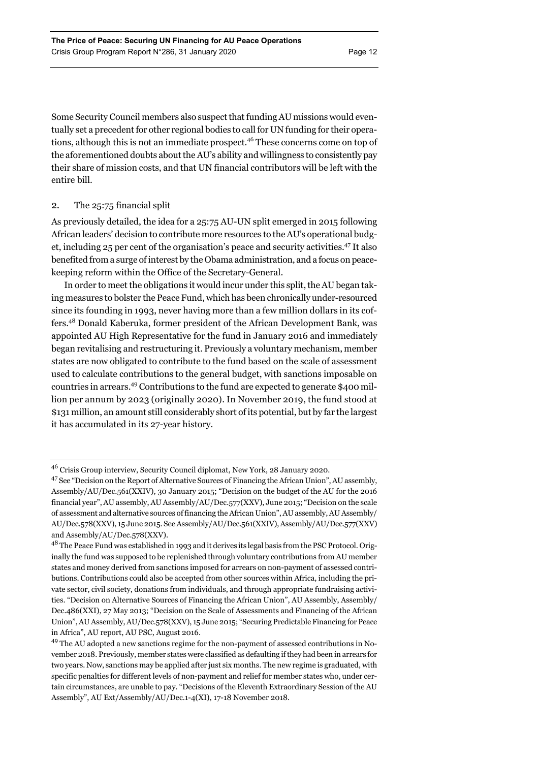Some Security Council members also suspect that funding AU missions would eventually set a precedent for other regional bodies to call for UN funding for their operations, although this is not an immediate prospect.[46] These concerns come on top of the aforementioned doubts about the AU's ability and willingness to consistently pay their share of mission costs, and that UN financial contributors will be left with the entire bill.

### 2. The 25:75 financial split

As previously detailed, the idea for a 25:75 AU-UN split emerged in 2015 following African leaders' decision to contribute more resources to the AU's operational budget, including 25 per cent of the organisation's peace and security activities.[47] It also benefited from a surge of interest by the Obama administration, and a focus on peacekeeping reform within the Office of the Secretary-General.

In order to meet the obligations it would incur under this split, the AU began taking measures to bolster the Peace Fund, which has been chronically under-resourced since its founding in 1993, never having more than a few million dollars in its coffers.[48] Donald Kaberuka, former president of the African Development Bank, was appointed AU High Representative for the fund in January 2016 and immediately began revitalising and restructuring it. Previously a voluntary mechanism, member states are now obligated to contribute to the fund based on the scale of assessment used to calculate contributions to the general budget, with sanctions imposable on countries in arrears.[49] Contributions to the fund are expected to generate $400 million per annum by 2023 (originally 2020). In November 2019, the fund stood at $131 million, an amount still considerably short of its potential, but by far the largest it has accumulated in its 27-year history.

---

[46] Crisis Group interview, Security Council diplomat, New York, 28 January 2020.

[47] See "Decision on the Report of Alternative Sources of Financing the African Union", AU assembly, Assembly/AU/Dec.561(XXIV), 30 January 2015; "Decision on the budget of the AU for the 2016 financial year", AU assembly, AU Assembly/AU/Dec.577(XXV), June 2015; "Decision on the scale of assessment and alternative sources of financing the African Union", AU assembly, AU Assembly/AU/Dec.578(XXV), 15 June 2015. See Assembly/AU/Dec.561(XXIV), Assembly/AU/Dec.577(XXV) and Assembly/AU/Dec.578(XXV).

[48] The Peace Fund was established in 1993 and it derives its legal basis from the PSC Protocol. Originally the fund was supposed to be replenished through voluntary contributions from AU member states and money derived from sanctions imposed for arrears on non-payment of assessed contributions. Contributions could also be accepted from other sources within Africa, including the private sector, civil society, donations from individuals, and through appropriate fundraising activities. "Decision on Alternative Sources of Financing the African Union", AU Assembly, Assembly/Dec.486(XXI), 27 May 2013; "Decision on the Scale of Assessments and Financing of the African Union", AU Assembly, AU/Dec.578(XXV), 15 June 2015; "Securing Predictable Financing for Peace in Africa", AU report, AU PSC, August 2016.

[49] The AU adopted a new sanctions regime for the non-payment of assessed contributions in November 2018. Previously, member states were classified as defaulting if they had been in arrears for two years. Now, sanctions may be applied after just six months. The new regime is graduated, with specific penalties for different levels of non-payment and relief for member states who, under certain circumstances, are unable to pay. "Decisions of the Eleventh Extraordinary Session of the AU Assembly", AU Ext/Assembly/AU/Dec.1-4(XI), 17-18 November 2018.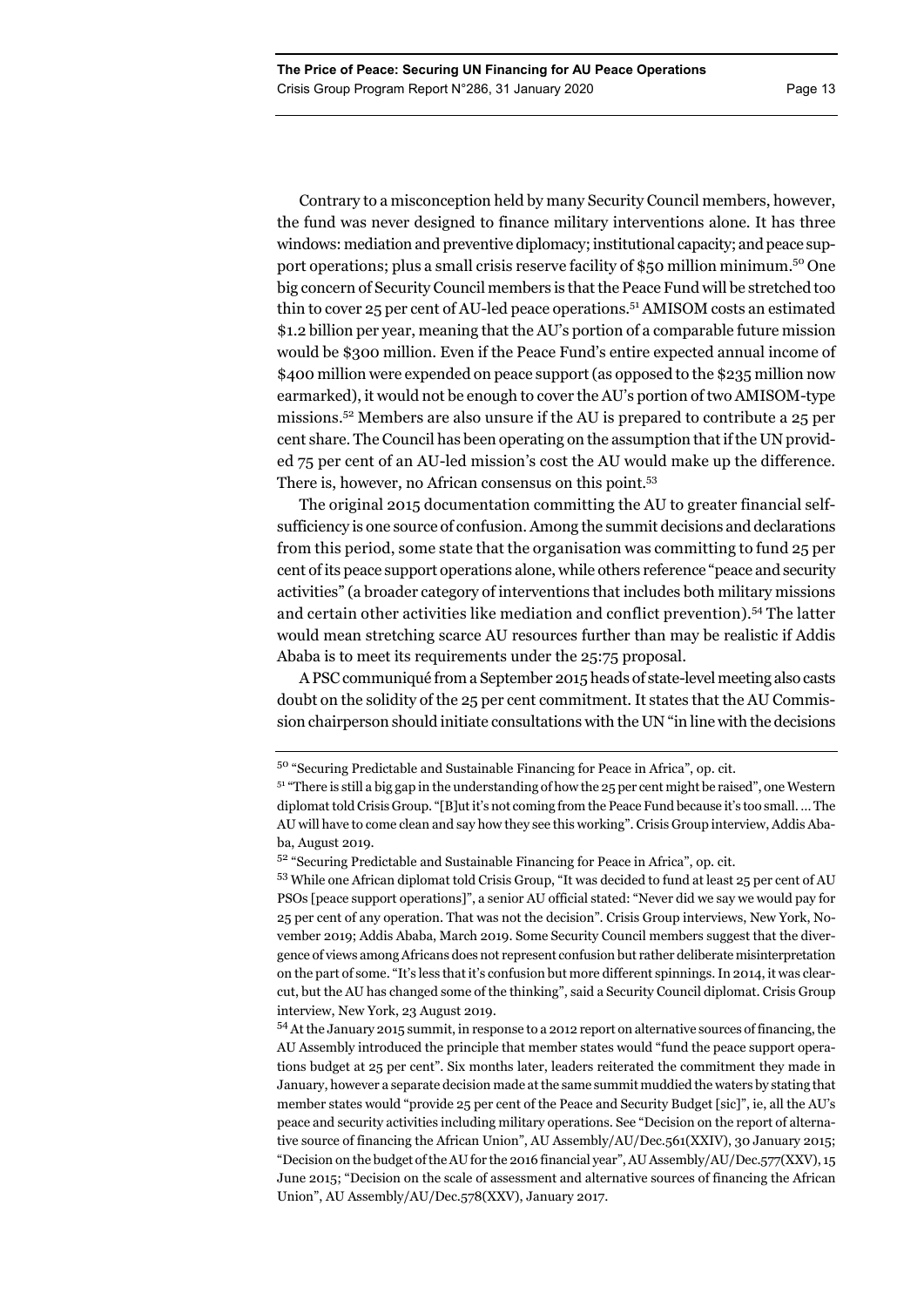Contrary to a misconception held by many Security Council members, however, the fund was never designed to finance military interventions alone. It has three windows: mediation and preventive diplomacy; institutional capacity; and peace support operations; plus a small crisis reserve facility of $50 million minimum.[50] One big concern of Security Council members is that the Peace Fund will be stretched too thin to cover 25 per cent of AU-led peace operations.[51] AMISOM costs an estimated $1.2 billion per year, meaning that the AU's portion of a comparable future mission would be $300 million. Even if the Peace Fund's entire expected annual income of $400 million were expended on peace support (as opposed to the $235 million now earmarked), it would not be enough to cover the AU's portion of two AMISOM-type missions.[52] Members are also unsure if the AU is prepared to contribute a 25 per cent share. The Council has been operating on the assumption that if the UN provided 75 per cent of an AU-led mission's cost the AU would make up the difference. There is, however, no African consensus on this point.[53]

The original 2015 documentation committing the AU to greater financial self-sufficiency is one source of confusion. Among the summit decisions and declarations from this period, some state that the organisation was committing to fund 25 per cent of its peace support operations alone, while others reference "peace and security activities" (a broader category of interventions that includes both military missions and certain other activities like mediation and conflict prevention).[54] The latter would mean stretching scarce AU resources further than may be realistic if Addis Ababa is to meet its requirements under the 25:75 proposal.

A PSC communiqué from a September 2015 heads of state-level meeting also casts doubt on the solidity of the 25 per cent commitment. It states that the AU Commission chairperson should initiate consultations with the UN "in line with the decisions

---

[50] "Securing Predictable and Sustainable Financing for Peace in Africa", op. cit.

[51] "There is still a big gap in the understanding of how the 25 per cent might be raised", one Western diplomat told Crisis Group. "[B]ut it's not coming from the Peace Fund because it's too small. … The AU will have to come clean and say how they see this working". Crisis Group interview, Addis Ababa, August 2019.

[52] "Securing Predictable and Sustainable Financing for Peace in Africa", op. cit.

[53] While one African diplomat told Crisis Group, "It was decided to fund at least 25 per cent of AU PSOs [peace support operations]", a senior AU official stated: "Never did we say we would pay for 25 per cent of any operation. That was not the decision". Crisis Group interviews, New York, November 2019; Addis Ababa, March 2019. Some Security Council members suggest that the divergence of views among Africans does not represent confusion but rather deliberate misinterpretation on the part of some. "It's less that it's confusion but more different spinnings. In 2014, it was clear-cut, but the AU has changed some of the thinking", said a Security Council diplomat. Crisis Group interview, New York, 23 August 2019.

[54] At the January 2015 summit, in response to a 2012 report on alternative sources of financing, the AU Assembly introduced the principle that member states would "fund the peace support operations budget at 25 per cent". Six months later, leaders reiterated the commitment they made in January, however a separate decision made at the same summit muddied the waters by stating that member states would "provide 25 per cent of the Peace and Security Budget [sic]", ie, all the AU's peace and security activities including military operations. See "Decision on the report of alternative source of financing the African Union", AU Assembly/AU/Dec.561(XXIV), 30 January 2015; "Decision on the budget of the AU for the 2016 financial year", AU Assembly/AU/Dec.577(XXV), 15 June 2015; "Decision on the scale of assessment and alternative sources of financing the African Union", AU Assembly/AU/Dec.578(XXV), January 2017.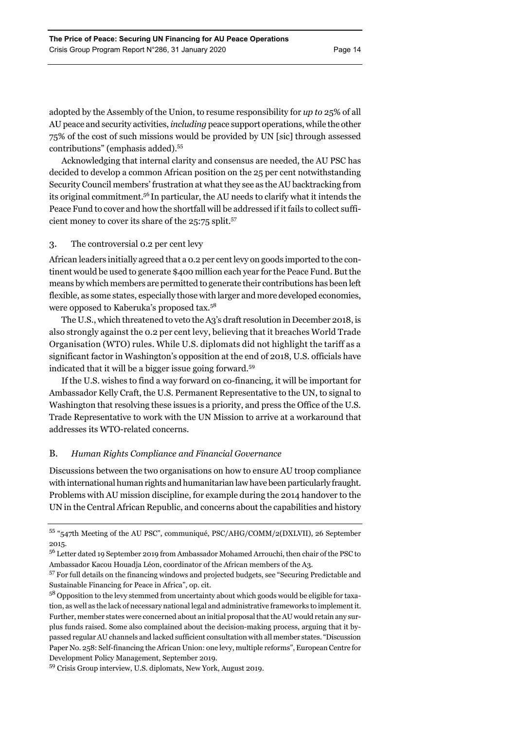adopted by the Assembly of the Union, to resume responsibility for *up to* 25% of all AU peace and security activities, *including* peace support operations, while the other 75% of the cost of such missions would be provided by UN [sic] through assessed contributions" (emphasis added).[55]

Acknowledging that internal clarity and consensus are needed, the AU PSC has decided to develop a common African position on the 25 per cent notwithstanding Security Council members' frustration at what they see as the AU backtracking from its original commitment.[56] In particular, the AU needs to clarify what it intends the Peace Fund to cover and how the shortfall will be addressed if it fails to collect sufficient money to cover its share of the 25:75 split.[57]

### 3. The controversial 0.2 per cent levy

African leaders initially agreed that a 0.2 per cent levy on goods imported to the continent would be used to generate $400 million each year for the Peace Fund. But the means by which members are permitted to generate their contributions has been left flexible, as some states, especially those with larger and more developed economies, were opposed to Kaberuka's proposed tax.[58]

The U.S., which threatened to veto the A3's draft resolution in December 2018, is also strongly against the 0.2 per cent levy, believing that it breaches World Trade Organisation (WTO) rules. While U.S. diplomats did not highlight the tariff as a significant factor in Washington's opposition at the end of 2018, U.S. officials have indicated that it will be a bigger issue going forward.[59]

If the U.S. wishes to find a way forward on co-financing, it will be important for Ambassador Kelly Craft, the U.S. Permanent Representative to the UN, to signal to Washington that resolving these issues is a priority, and press the Office of the U.S. Trade Representative to work with the UN Mission to arrive at a workaround that addresses its WTO-related concerns.

## B. *Human Rights Compliance and Financial Governance*

Discussions between the two organisations on how to ensure AU troop compliance with international human rights and humanitarian law have been particularly fraught. Problems with AU mission discipline, for example during the 2014 handover to the UN in the Central African Republic, and concerns about the capabilities and history

---

[55] "547th Meeting of the AU PSC", communiqué, PSC/AHG/COMM/2(DXLVII), 26 September 2015.

[56] Letter dated 19 September 2019 from Ambassador Mohamed Arrouchi, then chair of the PSC to Ambassador Kacou Houadja Léon, coordinator of the African members of the A3.

[57] For full details on the financing windows and projected budgets, see "Securing Predictable and Sustainable Financing for Peace in Africa", op. cit.

[58] Opposition to the levy stemmed from uncertainty about which goods would be eligible for taxation, as well as the lack of necessary national legal and administrative frameworks to implement it. Further, member states were concerned about an initial proposal that the AU would retain any surplus funds raised. Some also complained about the decision-making process, arguing that it bypassed regular AU channels and lacked sufficient consultation with all member states. "Discussion Paper No. 258: Self-financing the African Union: one levy, multiple reforms", European Centre for Development Policy Management, September 2019.

[59] Crisis Group interview, U.S. diplomats, New York, August 2019.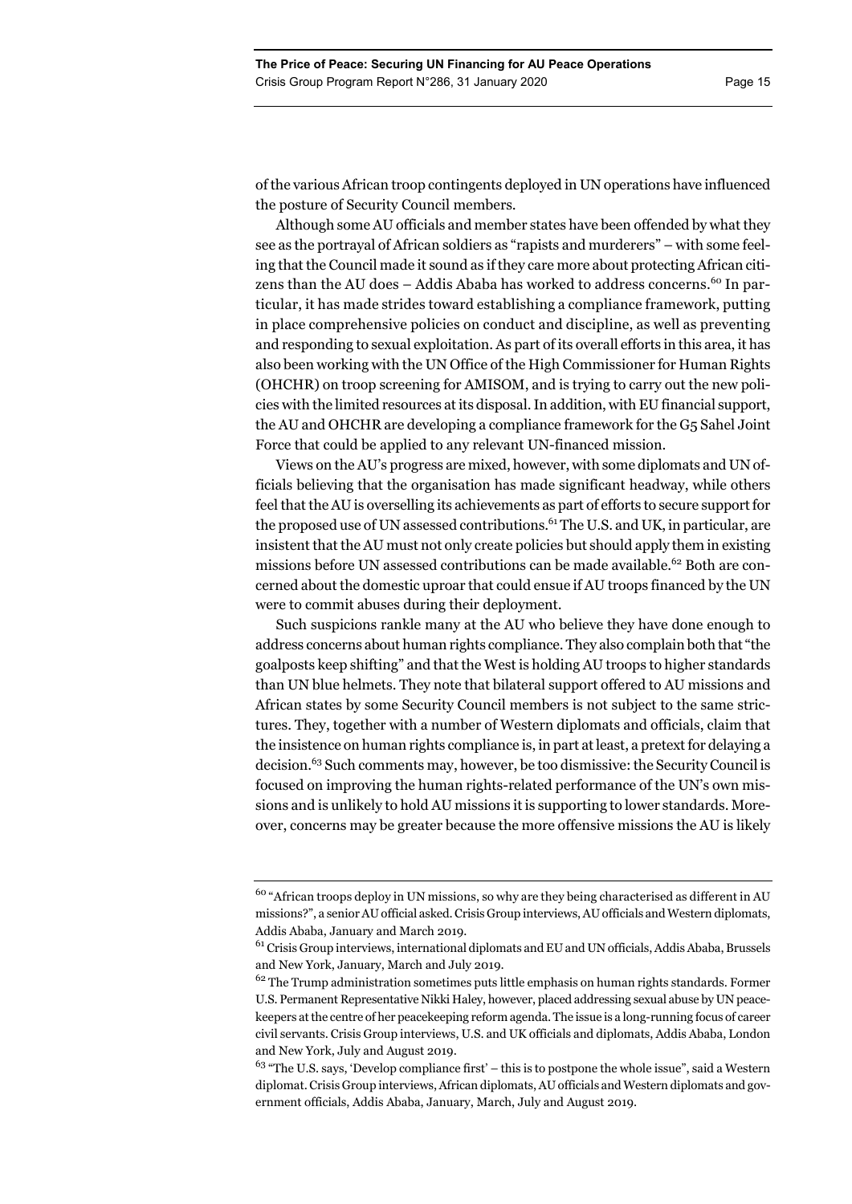of the various African troop contingents deployed in UN operations have influenced the posture of Security Council members.

Although some AU officials and member states have been offended by what they see as the portrayal of African soldiers as "rapists and murderers" – with some feeling that the Council made it sound as if they care more about protecting African citizens than the AU does – Addis Ababa has worked to address concerns.[60] In particular, it has made strides toward establishing a compliance framework, putting in place comprehensive policies on conduct and discipline, as well as preventing and responding to sexual exploitation. As part of its overall efforts in this area, it has also been working with the UN Office of the High Commissioner for Human Rights (OHCHR) on troop screening for AMISOM, and is trying to carry out the new policies with the limited resources at its disposal. In addition, with EU financial support, the AU and OHCHR are developing a compliance framework for the G5 Sahel Joint Force that could be applied to any relevant UN-financed mission.

Views on the AU's progress are mixed, however, with some diplomats and UN officials believing that the organisation has made significant headway, while others feel that the AU is overselling its achievements as part of efforts to secure support for the proposed use of UN assessed contributions.[61] The U.S. and UK, in particular, are insistent that the AU must not only create policies but should apply them in existing missions before UN assessed contributions can be made available.[62] Both are concerned about the domestic uproar that could ensue if AU troops financed by the UN were to commit abuses during their deployment.

Such suspicions rankle many at the AU who believe they have done enough to address concerns about human rights compliance. They also complain both that "the goalposts keep shifting" and that the West is holding AU troops to higher standards than UN blue helmets. They note that bilateral support offered to AU missions and African states by some Security Council members is not subject to the same strictures. They, together with a number of Western diplomats and officials, claim that the insistence on human rights compliance is, in part at least, a pretext for delaying a decision.[63] Such comments may, however, be too dismissive: the Security Council is focused on improving the human rights-related performance of the UN's own missions and is unlikely to hold AU missions it is supporting to lower standards. Moreover, concerns may be greater because the more offensive missions the AU is likely

---

[60] "African troops deploy in UN missions, so why are they being characterised as different in AU missions?", a senior AU official asked. Crisis Group interviews, AU officials and Western diplomats, Addis Ababa, January and March 2019.

[61] Crisis Group interviews, international diplomats and EU and UN officials, Addis Ababa, Brussels and New York, January, March and July 2019.

[62] The Trump administration sometimes puts little emphasis on human rights standards. Former U.S. Permanent Representative Nikki Haley, however, placed addressing sexual abuse by UN peacekeepers at the centre of her peacekeeping reform agenda. The issue is a long-running focus of career civil servants. Crisis Group interviews, U.S. and UK officials and diplomats, Addis Ababa, London and New York, July and August 2019.

[63] "The U.S. says, 'Develop compliance first' – this is to postpone the whole issue", said a Western diplomat. Crisis Group interviews, African diplomats, AU officials and Western diplomats and government officials, Addis Ababa, January, March, July and August 2019.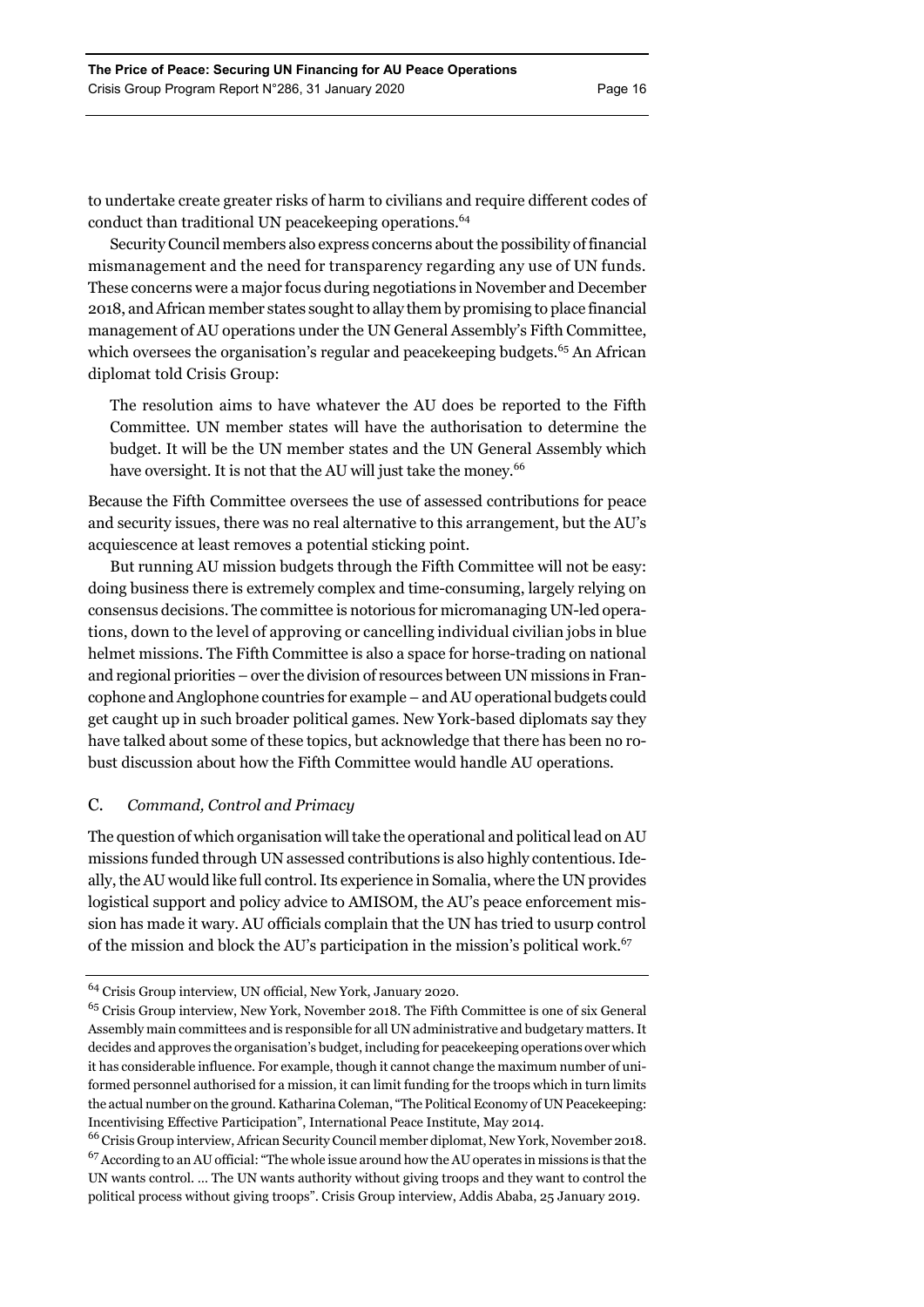to undertake create greater risks of harm to civilians and require different codes of conduct than traditional UN peacekeeping operations.[64]

Security Council members also express concerns about the possibility of financial mismanagement and the need for transparency regarding any use of UN funds. These concerns were a major focus during negotiations in November and December 2018, and African member states sought to allay them by promising to place financial management of AU operations under the UN General Assembly's Fifth Committee, which oversees the organisation's regular and peacekeeping budgets.[65] An African diplomat told Crisis Group:

> The resolution aims to have whatever the AU does be reported to the Fifth Committee. UN member states will have the authorisation to determine the budget. It will be the UN member states and the UN General Assembly which have oversight. It is not that the AU will just take the money.[66]

Because the Fifth Committee oversees the use of assessed contributions for peace and security issues, there was no real alternative to this arrangement, but the AU's acquiescence at least removes a potential sticking point.

But running AU mission budgets through the Fifth Committee will not be easy: doing business there is extremely complex and time-consuming, largely relying on consensus decisions. The committee is notorious for micromanaging UN-led operations, down to the level of approving or cancelling individual civilian jobs in blue helmet missions. The Fifth Committee is also a space for horse-trading on national and regional priorities – over the division of resources between UN missions in Francophone and Anglophone countries for example – and AU operational budgets could get caught up in such broader political games. New York-based diplomats say they have talked about some of these topics, but acknowledge that there has been no robust discussion about how the Fifth Committee would handle AU operations.

### C. *Command, Control and Primacy*

The question of which organisation will take the operational and political lead on AU missions funded through UN assessed contributions is also highly contentious. Ideally, the AU would like full control. Its experience in Somalia, where the UN provides logistical support and policy advice to AMISOM, the AU's peace enforcement mission has made it wary. AU officials complain that the UN has tried to usurp control of the mission and block the AU's participation in the mission's political work.[67]

---

[64] Crisis Group interview, UN official, New York, January 2020.

[65] Crisis Group interview, New York, November 2018. The Fifth Committee is one of six General Assembly main committees and is responsible for all UN administrative and budgetary matters. It decides and approves the organisation's budget, including for peacekeeping operations over which it has considerable influence. For example, though it cannot change the maximum number of uniformed personnel authorised for a mission, it can limit funding for the troops which in turn limits the actual number on the ground. Katharina Coleman, "The Political Economy of UN Peacekeeping: Incentivising Effective Participation", International Peace Institute, May 2014.

[66] Crisis Group interview, African Security Council member diplomat, New York, November 2018.

[67] According to an AU official: "The whole issue around how the AU operates in missions is that the UN wants control. … The UN wants authority without giving troops and they want to control the political process without giving troops". Crisis Group interview, Addis Ababa, 25 January 2019.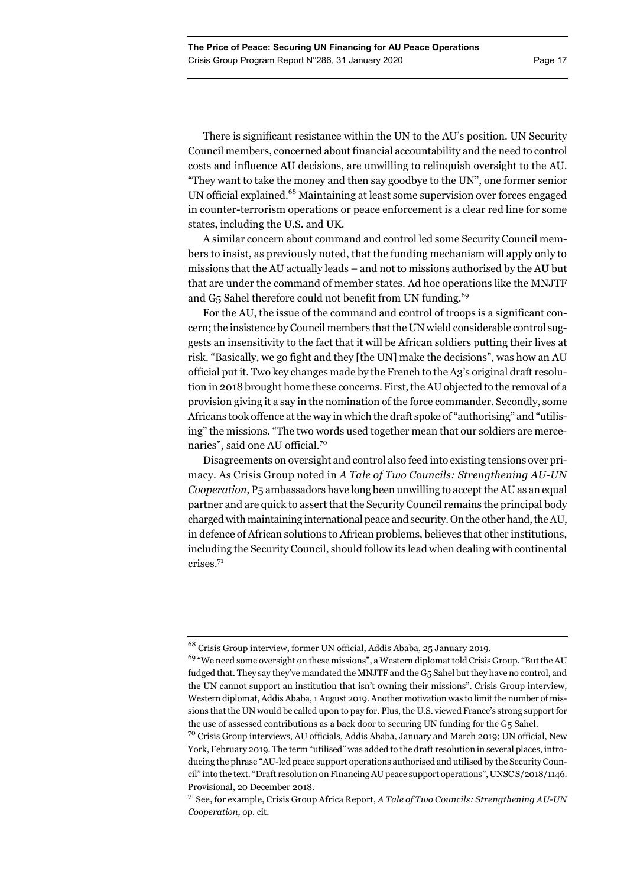There is significant resistance within the UN to the AU's position. UN Security Council members, concerned about financial accountability and the need to control costs and influence AU decisions, are unwilling to relinquish oversight to the AU. "They want to take the money and then say goodbye to the UN", one former senior UN official explained.[68] Maintaining at least some supervision over forces engaged in counter-terrorism operations or peace enforcement is a clear red line for some states, including the U.S. and UK.

A similar concern about command and control led some Security Council members to insist, as previously noted, that the funding mechanism will apply only to missions that the AU actually leads – and not to missions authorised by the AU but that are under the command of member states. Ad hoc operations like the MNJTF and G5 Sahel therefore could not benefit from UN funding.[69]

For the AU, the issue of the command and control of troops is a significant concern; the insistence by Council members that the UN wield considerable control suggests an insensitivity to the fact that it will be African soldiers putting their lives at risk. "Basically, we go fight and they [the UN] make the decisions", was how an AU official put it. Two key changes made by the French to the A3's original draft resolution in 2018 brought home these concerns. First, the AU objected to the removal of a provision giving it a say in the nomination of the force commander. Secondly, some Africans took offence at the way in which the draft spoke of "authorising" and "utilising" the missions. "The two words used together mean that our soldiers are mercenaries", said one AU official.[70]

Disagreements on oversight and control also feed into existing tensions over primacy. As Crisis Group noted in *A Tale of Two Councils: Strengthening AU-UN Cooperation*, P5 ambassadors have long been unwilling to accept the AU as an equal partner and are quick to assert that the Security Council remains the principal body charged with maintaining international peace and security. On the other hand, the AU, in defence of African solutions to African problems, believes that other institutions, including the Security Council, should follow its lead when dealing with continental crises.[71]

---

[68] Crisis Group interview, former UN official, Addis Ababa, 25 January 2019.

[69] "We need some oversight on these missions", a Western diplomat told Crisis Group. "But the AU fudged that. They say they've mandated the MNJTF and the G5 Sahel but they have no control, and the UN cannot support an institution that isn't owning their missions". Crisis Group interview, Western diplomat, Addis Ababa, 1 August 2019. Another motivation was to limit the number of missions that the UN would be called upon to pay for. Plus, the U.S. viewed France's strong support for the use of assessed contributions as a back door to securing UN funding for the G5 Sahel.

[70] Crisis Group interviews, AU officials, Addis Ababa, January and March 2019; UN official, New York, February 2019. The term "utilised" was added to the draft resolution in several places, introducing the phrase "AU-led peace support operations authorised and utilised by the Security Council" into the text. "Draft resolution on Financing AU peace support operations", UNSC S/2018/1146. Provisional, 20 December 2018.

[71] See, for example, Crisis Group Africa Report, *A Tale of Two Councils: Strengthening AU-UN Cooperation*, op. cit.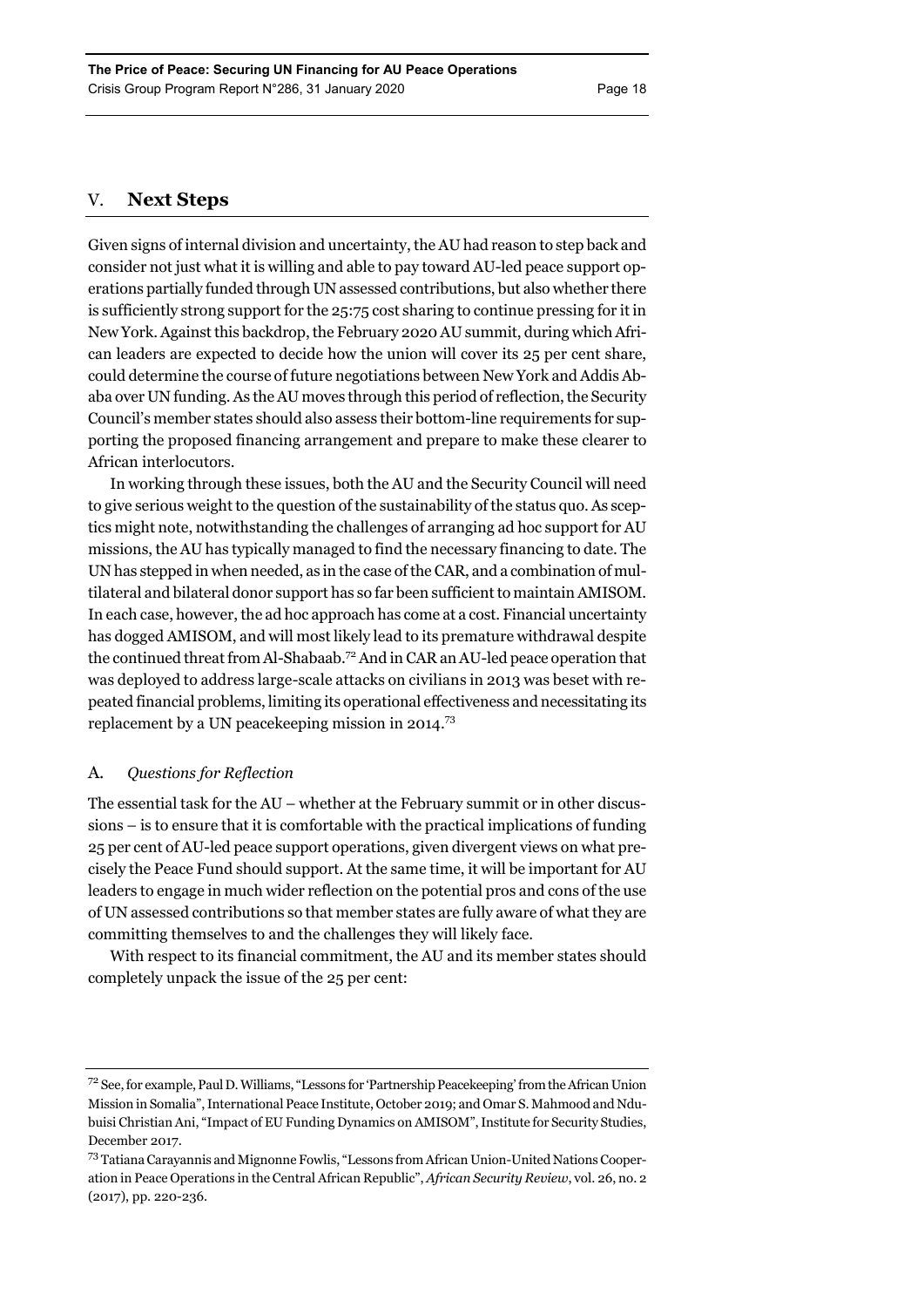## V. Next Steps

Given signs of internal division and uncertainty, the AU had reason to step back and consider not just what it is willing and able to pay toward AU-led peace support operations partially funded through UN assessed contributions, but also whether there is sufficiently strong support for the 25:75 cost sharing to continue pressing for it in New York. Against this backdrop, the February 2020 AU summit, during which African leaders are expected to decide how the union will cover its 25 per cent share, could determine the course of future negotiations between New York and Addis Ababa over UN funding. As the AU moves through this period of reflection, the Security Council's member states should also assess their bottom-line requirements for supporting the proposed financing arrangement and prepare to make these clearer to African interlocutors.

In working through these issues, both the AU and the Security Council will need to give serious weight to the question of the sustainability of the status quo. As sceptics might note, notwithstanding the challenges of arranging ad hoc support for AU missions, the AU has typically managed to find the necessary financing to date. The UN has stepped in when needed, as in the case of the CAR, and a combination of multilateral and bilateral donor support has so far been sufficient to maintain AMISOM. In each case, however, the ad hoc approach has come at a cost. Financial uncertainty has dogged AMISOM, and will most likely lead to its premature withdrawal despite the continued threat from Al-Shabaab.[72] And in CAR an AU-led peace operation that was deployed to address large-scale attacks on civilians in 2013 was beset with repeated financial problems, limiting its operational effectiveness and necessitating its replacement by a UN peacekeeping mission in 2014.[73]

### A. *Questions for Reflection*

The essential task for the AU – whether at the February summit or in other discussions – is to ensure that it is comfortable with the practical implications of funding 25 per cent of AU-led peace support operations, given divergent views on what precisely the Peace Fund should support. At the same time, it will be important for AU leaders to engage in much wider reflection on the potential pros and cons of the use of UN assessed contributions so that member states are fully aware of what they are committing themselves to and the challenges they will likely face.

With respect to its financial commitment, the AU and its member states should completely unpack the issue of the 25 per cent:

---

[72] See, for example, Paul D. Williams, "Lessons for 'Partnership Peacekeeping' from the African Union Mission in Somalia", International Peace Institute, October 2019; and Omar S. Mahmood and Ndubuisi Christian Ani, "Impact of EU Funding Dynamics on AMISOM", Institute for Security Studies, December 2017.

[73] Tatiana Carayannis and Mignonne Fowlis, "Lessons from African Union-United Nations Cooperation in Peace Operations in the Central African Republic", *African Security Review*, vol. 26, no. 2 (2017), pp. 220-236.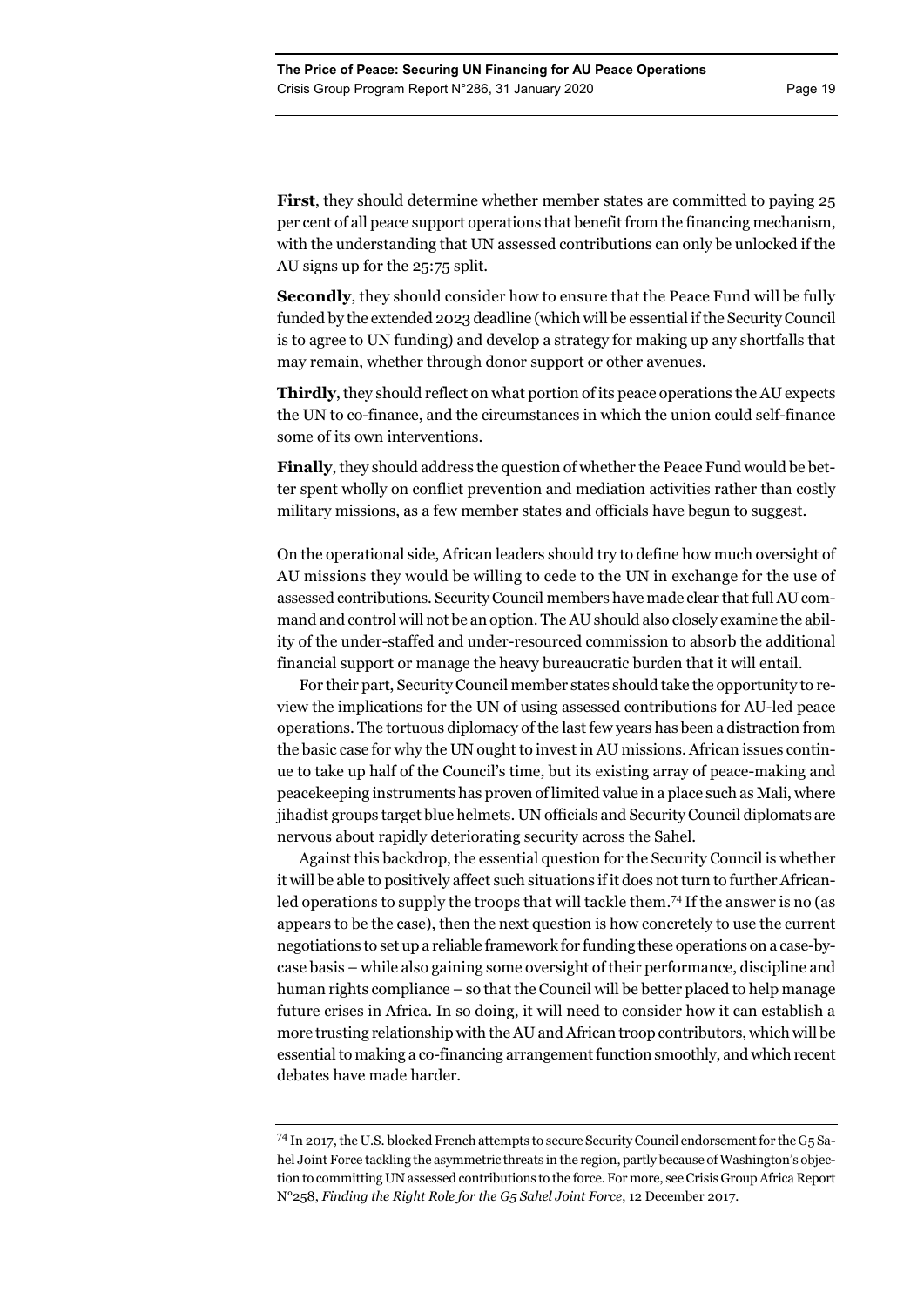**First**, they should determine whether member states are committed to paying 25 per cent of all peace support operations that benefit from the financing mechanism, with the understanding that UN assessed contributions can only be unlocked if the AU signs up for the 25:75 split.

**Secondly**, they should consider how to ensure that the Peace Fund will be fully funded by the extended 2023 deadline (which will be essential if the Security Council is to agree to UN funding) and develop a strategy for making up any shortfalls that may remain, whether through donor support or other avenues.

**Thirdly**, they should reflect on what portion of its peace operations the AU expects the UN to co-finance, and the circumstances in which the union could self-finance some of its own interventions.

**Finally**, they should address the question of whether the Peace Fund would be better spent wholly on conflict prevention and mediation activities rather than costly military missions, as a few member states and officials have begun to suggest.

On the operational side, African leaders should try to define how much oversight of AU missions they would be willing to cede to the UN in exchange for the use of assessed contributions. Security Council members have made clear that full AU command and control will not be an option. The AU should also closely examine the ability of the under-staffed and under-resourced commission to absorb the additional financial support or manage the heavy bureaucratic burden that it will entail.

For their part, Security Council member states should take the opportunity to review the implications for the UN of using assessed contributions for AU-led peace operations. The tortuous diplomacy of the last few years has been a distraction from the basic case for why the UN ought to invest in AU missions. African issues continue to take up half of the Council's time, but its existing array of peace-making and peacekeeping instruments has proven of limited value in a place such as Mali, where jihadist groups target blue helmets. UN officials and Security Council diplomats are nervous about rapidly deteriorating security across the Sahel.

Against this backdrop, the essential question for the Security Council is whether it will be able to positively affect such situations if it does not turn to further African-led operations to supply the troops that will tackle them.[74] If the answer is no (as appears to be the case), then the next question is how concretely to use the current negotiations to set up a reliable framework for funding these operations on a case-by-case basis – while also gaining some oversight of their performance, discipline and human rights compliance – so that the Council will be better placed to help manage future crises in Africa. In so doing, it will need to consider how it can establish a more trusting relationship with the AU and African troop contributors, which will be essential to making a co-financing arrangement function smoothly, and which recent debates have made harder.

---

[74] In 2017, the U.S. blocked French attempts to secure Security Council endorsement for the G5 Sahel Joint Force tackling the asymmetric threats in the region, partly because of Washington's objection to committing UN assessed contributions to the force. For more, see Crisis Group Africa Report N°258, *Finding the Right Role for the G5 Sahel Joint Force*, 12 December 2017.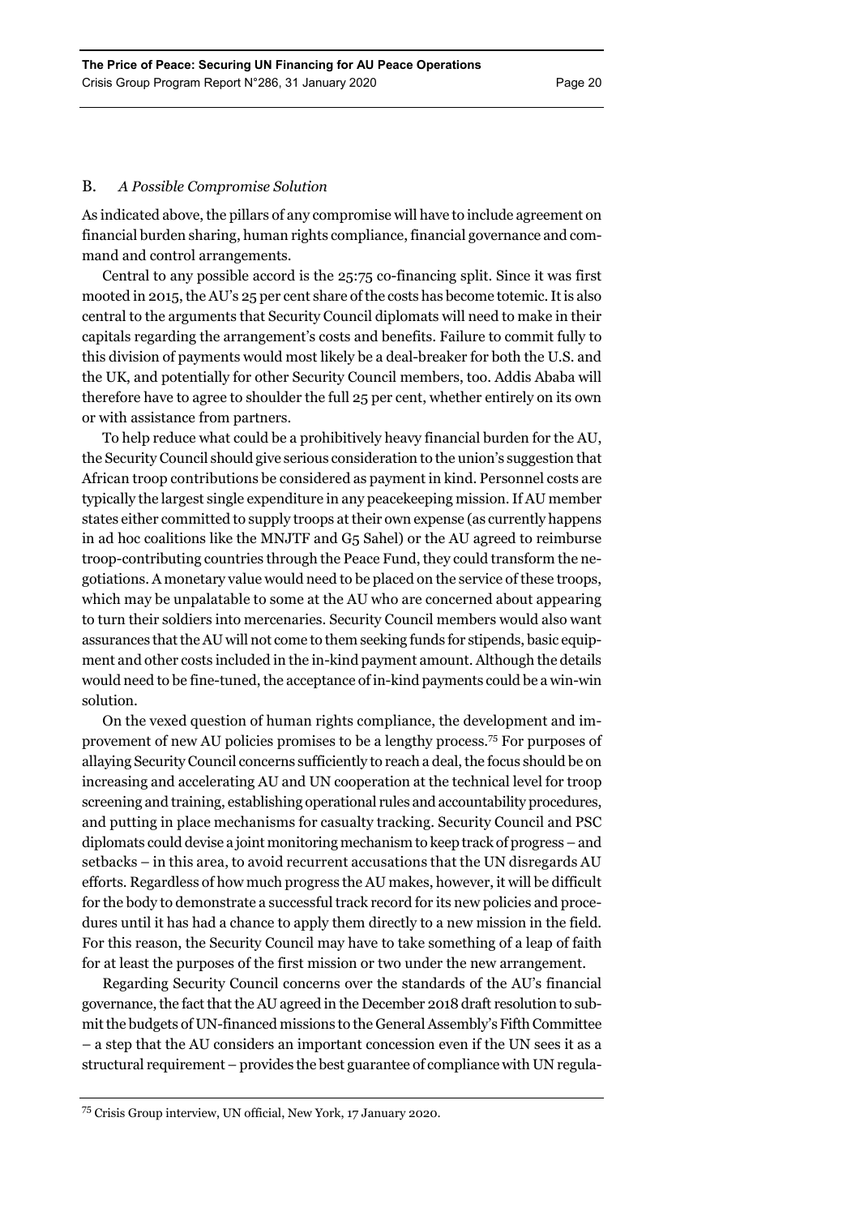### B. *A Possible Compromise Solution*

As indicated above, the pillars of any compromise will have to include agreement on financial burden sharing, human rights compliance, financial governance and command and control arrangements.

Central to any possible accord is the 25:75 co-financing split. Since it was first mooted in 2015, the AU's 25 per cent share of the costs has become totemic. It is also central to the arguments that Security Council diplomats will need to make in their capitals regarding the arrangement's costs and benefits. Failure to commit fully to this division of payments would most likely be a deal-breaker for both the U.S. and the UK, and potentially for other Security Council members, too. Addis Ababa will therefore have to agree to shoulder the full 25 per cent, whether entirely on its own or with assistance from partners.

To help reduce what could be a prohibitively heavy financial burden for the AU, the Security Council should give serious consideration to the union's suggestion that African troop contributions be considered as payment in kind. Personnel costs are typically the largest single expenditure in any peacekeeping mission. If AU member states either committed to supply troops at their own expense (as currently happens in ad hoc coalitions like the MNJTF and G5 Sahel) or the AU agreed to reimburse troop-contributing countries through the Peace Fund, they could transform the negotiations. A monetary value would need to be placed on the service of these troops, which may be unpalatable to some at the AU who are concerned about appearing to turn their soldiers into mercenaries. Security Council members would also want assurances that the AU will not come to them seeking funds for stipends, basic equipment and other costs included in the in-kind payment amount. Although the details would need to be fine-tuned, the acceptance of in-kind payments could be a win-win solution.

On the vexed question of human rights compliance, the development and improvement of new AU policies promises to be a lengthy process.[75] For purposes of allaying Security Council concerns sufficiently to reach a deal, the focus should be on increasing and accelerating AU and UN cooperation at the technical level for troop screening and training, establishing operational rules and accountability procedures, and putting in place mechanisms for casualty tracking. Security Council and PSC diplomats could devise a joint monitoring mechanism to keep track of progress – and setbacks – in this area, to avoid recurrent accusations that the UN disregards AU efforts. Regardless of how much progress the AU makes, however, it will be difficult for the body to demonstrate a successful track record for its new policies and procedures until it has had a chance to apply them directly to a new mission in the field. For this reason, the Security Council may have to take something of a leap of faith for at least the purposes of the first mission or two under the new arrangement.

Regarding Security Council concerns over the standards of the AU's financial governance, the fact that the AU agreed in the December 2018 draft resolution to submit the budgets of UN-financed missions to the General Assembly's Fifth Committee – a step that the AU considers an important concession even if the UN sees it as a structural requirement – provides the best guarantee of compliance with UN regula-

---

[75] Crisis Group interview, UN official, New York, 17 January 2020.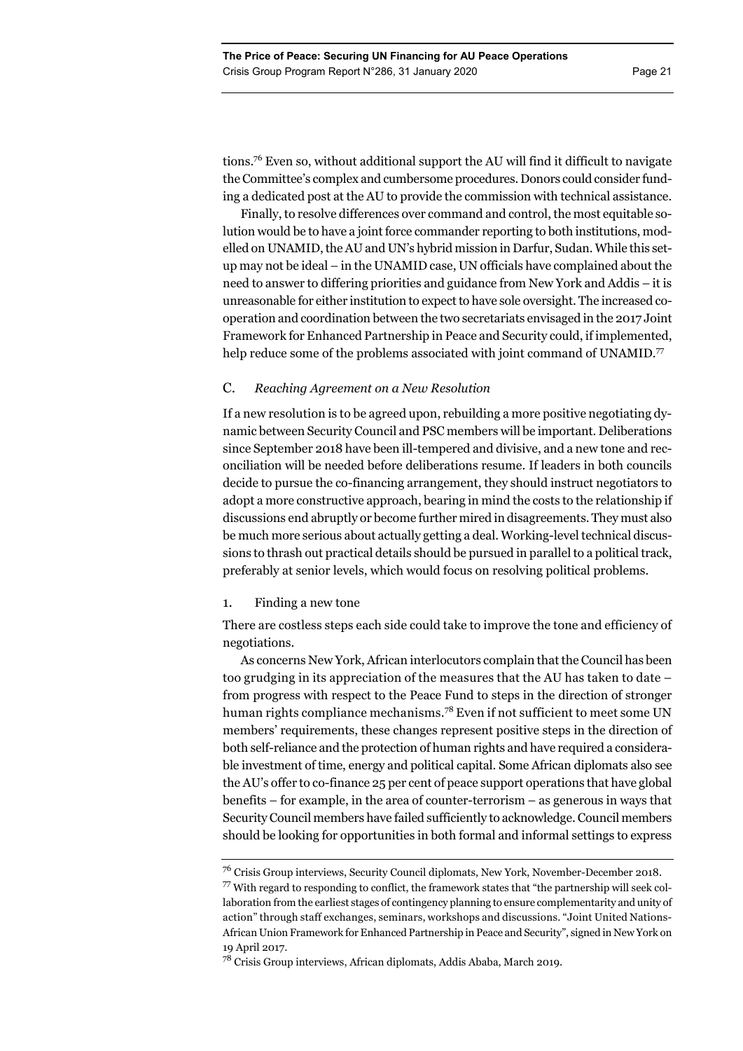tions.[76] Even so, without additional support the AU will find it difficult to navigate the Committee's complex and cumbersome procedures. Donors could consider funding a dedicated post at the AU to provide the commission with technical assistance.

Finally, to resolve differences over command and control, the most equitable solution would be to have a joint force commander reporting to both institutions, modelled on UNAMID, the AU and UN's hybrid mission in Darfur, Sudan. While this setup may not be ideal – in the UNAMID case, UN officials have complained about the need to answer to differing priorities and guidance from New York and Addis – it is unreasonable for either institution to expect to have sole oversight. The increased cooperation and coordination between the two secretariats envisaged in the 2017 Joint Framework for Enhanced Partnership in Peace and Security could, if implemented, help reduce some of the problems associated with joint command of UNAMID.[77]

### C. *Reaching Agreement on a New Resolution*

If a new resolution is to be agreed upon, rebuilding a more positive negotiating dynamic between Security Council and PSC members will be important. Deliberations since September 2018 have been ill-tempered and divisive, and a new tone and reconciliation will be needed before deliberations resume. If leaders in both councils decide to pursue the co-financing arrangement, they should instruct negotiators to adopt a more constructive approach, bearing in mind the costs to the relationship if discussions end abruptly or become further mired in disagreements. They must also be much more serious about actually getting a deal. Working-level technical discussions to thrash out practical details should be pursued in parallel to a political track, preferably at senior levels, which would focus on resolving political problems.

#### 1. Finding a new tone

There are costless steps each side could take to improve the tone and efficiency of negotiations.

As concerns New York, African interlocutors complain that the Council has been too grudging in its appreciation of the measures that the AU has taken to date – from progress with respect to the Peace Fund to steps in the direction of stronger human rights compliance mechanisms.[78] Even if not sufficient to meet some UN members' requirements, these changes represent positive steps in the direction of both self-reliance and the protection of human rights and have required a considerable investment of time, energy and political capital. Some African diplomats also see the AU's offer to co-finance 25 per cent of peace support operations that have global benefits – for example, in the area of counter-terrorism – as generous in ways that Security Council members have failed sufficiently to acknowledge. Council members should be looking for opportunities in both formal and informal settings to express

---

[76] Crisis Group interviews, Security Council diplomats, New York, November-December 2018.

[77] With regard to responding to conflict, the framework states that "the partnership will seek collaboration from the earliest stages of contingency planning to ensure complementarity and unity of action" through staff exchanges, seminars, workshops and discussions. "Joint United Nations-African Union Framework for Enhanced Partnership in Peace and Security", signed in New York on 19 April 2017.

[78] Crisis Group interviews, African diplomats, Addis Ababa, March 2019.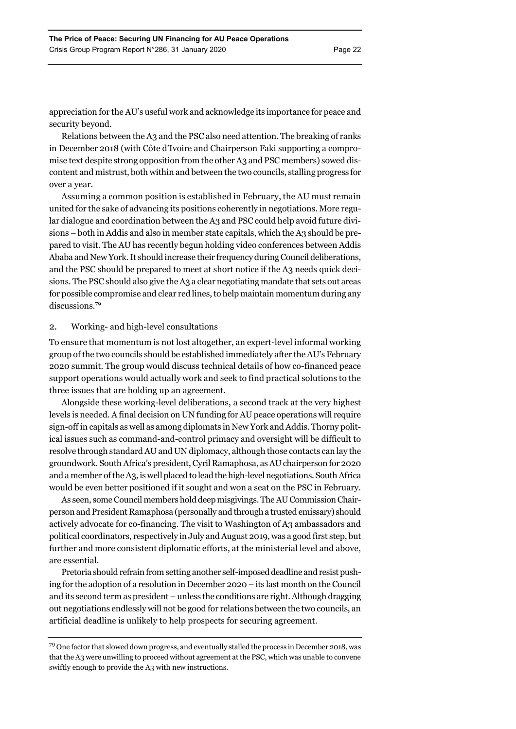appreciation for the AU's useful work and acknowledge its importance for peace and security beyond.

Relations between the A3 and the PSC also need attention. The breaking of ranks in December 2018 (with Côte d'Ivoire and Chairperson Faki supporting a compromise text despite strong opposition from the other A3 and PSC members) sowed discontent and mistrust, both within and between the two councils, stalling progress for over a year.

Assuming a common position is established in February, the AU must remain united for the sake of advancing its positions coherently in negotiations. More regular dialogue and coordination between the A3 and PSC could help avoid future divisions – both in Addis and also in member state capitals, which the A3 should be prepared to visit. The AU has recently begun holding video conferences between Addis Ababa and New York. It should increase their frequency during Council deliberations, and the PSC should be prepared to meet at short notice if the A3 needs quick decisions. The PSC should also give the A3 a clear negotiating mandate that sets out areas for possible compromise and clear red lines, to help maintain momentum during any discussions.[79]

### 2. Working- and high-level consultations

To ensure that momentum is not lost altogether, an expert-level informal working group of the two councils should be established immediately after the AU's February 2020 summit. The group would discuss technical details of how co-financed peace support operations would actually work and seek to find practical solutions to the three issues that are holding up an agreement.

Alongside these working-level deliberations, a second track at the very highest levels is needed. A final decision on UN funding for AU peace operations will require sign-off in capitals as well as among diplomats in New York and Addis. Thorny political issues such as command-and-control primacy and oversight will be difficult to resolve through standard AU and UN diplomacy, although those contacts can lay the groundwork. South Africa's president, Cyril Ramaphosa, as AU chairperson for 2020 and a member of the A3, is well placed to lead the high-level negotiations. South Africa would be even better positioned if it sought and won a seat on the PSC in February.

As seen, some Council members hold deep misgivings. The AU Commission Chairperson and President Ramaphosa (personally and through a trusted emissary) should actively advocate for co-financing. The visit to Washington of A3 ambassadors and political coordinators, respectively in July and August 2019, was a good first step, but further and more consistent diplomatic efforts, at the ministerial level and above, are essential.

Pretoria should refrain from setting another self-imposed deadline and resist pushing for the adoption of a resolution in December 2020 – its last month on the Council and its second term as president – unless the conditions are right. Although dragging out negotiations endlessly will not be good for relations between the two councils, an artificial deadline is unlikely to help prospects for securing agreement.

---

[79] One factor that slowed down progress, and eventually stalled the process in December 2018, was that the A3 were unwilling to proceed without agreement at the PSC, which was unable to convene swiftly enough to provide the A3 with new instructions.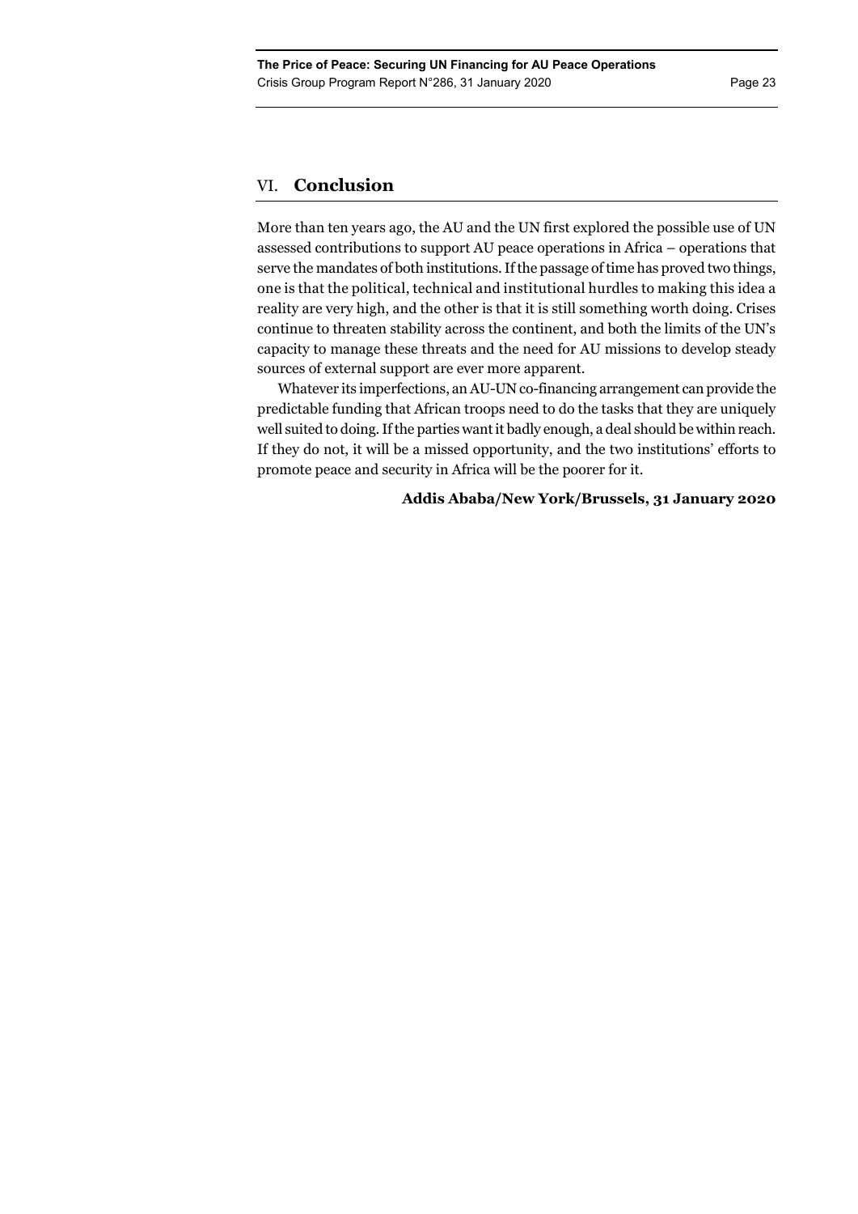## VI. Conclusion

More than ten years ago, the AU and the UN first explored the possible use of UN assessed contributions to support AU peace operations in Africa – operations that serve the mandates of both institutions. If the passage of time has proved two things, one is that the political, technical and institutional hurdles to making this idea a reality are very high, and the other is that it is still something worth doing. Crises continue to threaten stability across the continent, and both the limits of the UN's capacity to manage these threats and the need for AU missions to develop steady sources of external support are ever more apparent.

Whatever its imperfections, an AU-UN co-financing arrangement can provide the predictable funding that African troops need to do the tasks that they are uniquely well suited to doing. If the parties want it badly enough, a deal should be within reach. If they do not, it will be a missed opportunity, and the two institutions' efforts to promote peace and security in Africa will be the poorer for it.

**Addis Ababa/New York/Brussels, 31 January 2020**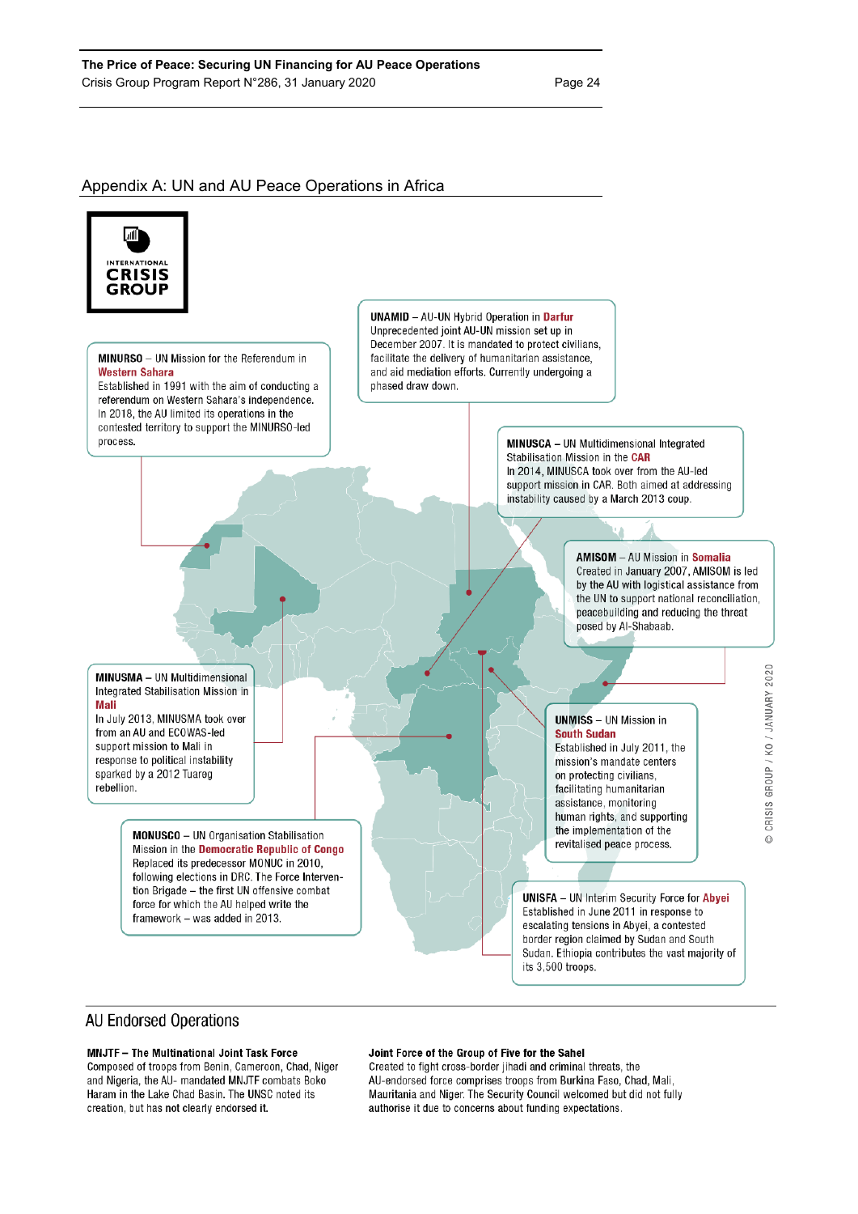## Appendix A: UN and AU Peace Operations in Africa

**MINURSO** – UN Mission for the Referendum in **Western Sahara**
Established in 1991 with the aim of conducting a referendum on Western Sahara's independence. In 2018, the AU limited its operations in the contested territory to support the MINURSO-led process.

**UNAMID** – AU-UN Hybrid Operation in **Darfur**
Unprecedented joint AU-UN mission set up in December 2007. It is mandated to protect civilians, facilitate the delivery of humanitarian assistance, and aid mediation efforts. Currently undergoing a phased draw down.

**MINUSCA** – UN Multidimensional Integrated Stabilisation Mission in the **CAR**
In 2014, MINUSCA took over from the AU-led support mission in CAR. Both aimed at addressing instability caused by a March 2013 coup.

**AMISOM** – AU Mission in **Somalia**
Created in January 2007, AMISOM is led by the AU with logistical assistance from the UN to support national reconciliation, peacebuilding and reducing the threat posed by Al-Shabaab.

**MINUSMA** – UN Multidimensional Integrated Stabilisation Mission in **Mali**
In July 2013, MINUSMA took over from an AU and ECOWAS-led support mission to Mali in response to political instability sparked by a 2012 Tuareg rebellion.

**UNMISS** – UN Mission in **South Sudan**
Established in July 2011, the mission's mandate centers on protecting civilians, facilitating humanitarian assistance, monitoring human rights, and supporting the implementation of the revitalised peace process.

**MONUSCO** – UN Organisation Stabilisation Mission in the **Democratic Republic of Congo**
Replaced its predecessor MONUC in 2010, following elections in DRC. The Force Intervention Brigade – the first UN offensive combat force for which the AU helped write the framework – was added in 2013.

**UNISFA** – UN Interim Security Force for **Abyei**
Established in June 2011 in response to escalating tensions in Abyei, a contested border region claimed by Sudan and South Sudan. Ethiopia contributes the vast majority of its 3,500 troops.

© CRISIS GROUP / KO / JANUARY 2020

### AU Endorsed Operations

**MNJTF – The Multinational Joint Task Force**
Composed of troops from Benin, Cameroon, Chad, Niger and Nigeria, the AU- mandated MNJTF combats Boko Haram in the Lake Chad Basin. The UNSC noted its creation, but has not clearly endorsed it.

**Joint Force of the Group of Five for the Sahel**
Created to fight cross-border jihadi and criminal threats, the AU-endorsed force comprises troops from Burkina Faso, Chad, Mali, Mauritania and Niger. The Security Council welcomed but did not fully authorise it due to concerns about funding expectations.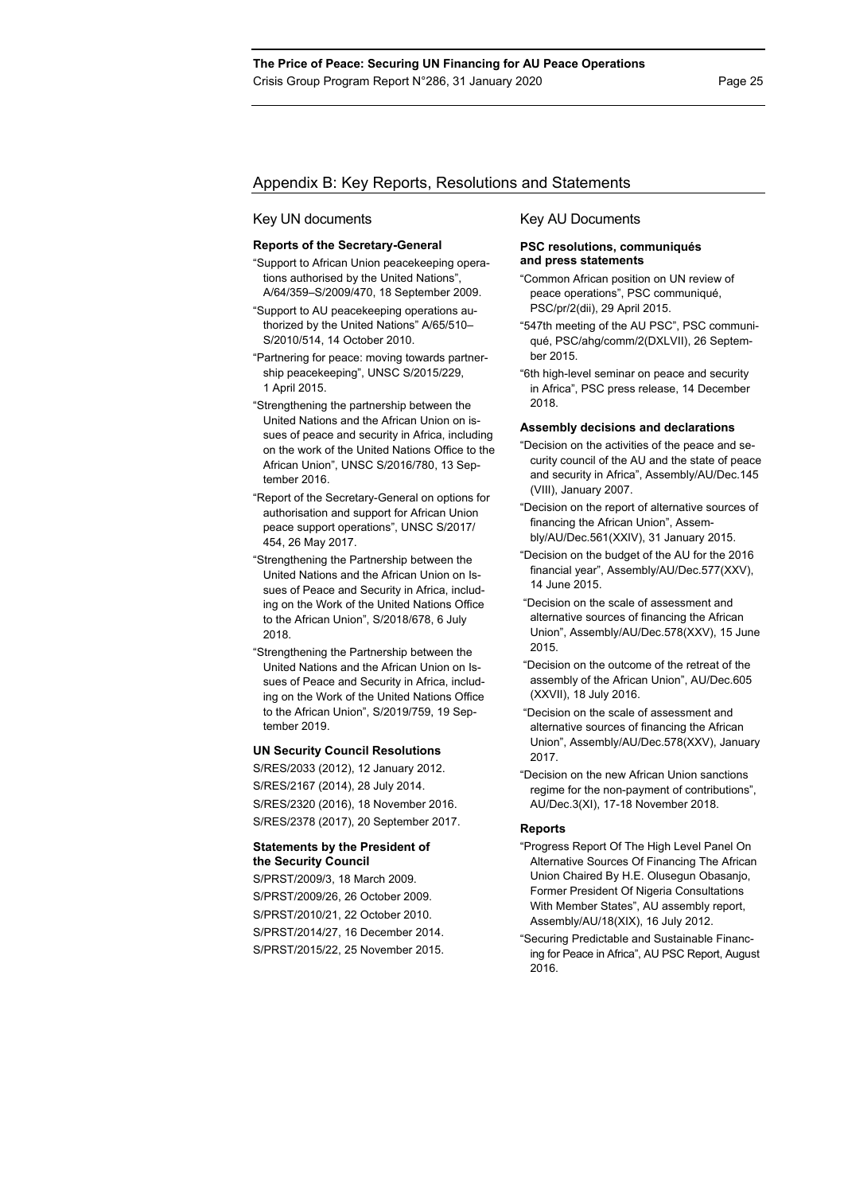## Appendix B: Key Reports, Resolutions and Statements

### Key UN documents

**Reports of the Secretary-General**

"Support to African Union peacekeeping operations authorised by the United Nations", A/64/359–S/2009/470, 18 September 2009.

"Support to AU peacekeeping operations authorized by the United Nations" A/65/510–S/2010/514, 14 October 2010.

"Partnering for peace: moving towards partnership peacekeeping", UNSC S/2015/229, 1 April 2015.

"Strengthening the partnership between the United Nations and the African Union on issues of peace and security in Africa, including on the work of the United Nations Office to the African Union", UNSC S/2016/780, 13 September 2016.

"Report of the Secretary-General on options for authorisation and support for African Union peace support operations", UNSC S/2017/454, 26 May 2017.

"Strengthening the Partnership between the United Nations and the African Union on Issues of Peace and Security in Africa, including on the Work of the United Nations Office to the African Union", S/2018/678, 6 July 2018.

"Strengthening the Partnership between the United Nations and the African Union on Issues of Peace and Security in Africa, including on the Work of the United Nations Office to the African Union", S/2019/759, 19 September 2019.

**UN Security Council Resolutions**

S/RES/2033 (2012), 12 January 2012.

S/RES/2167 (2014), 28 July 2014.

S/RES/2320 (2016), 18 November 2016.

S/RES/2378 (2017), 20 September 2017.

**Statements by the President of the Security Council**

S/PRST/2009/3, 18 March 2009.

S/PRST/2009/26, 26 October 2009.

S/PRST/2010/21, 22 October 2010.

S/PRST/2014/27, 16 December 2014.

S/PRST/2015/22, 25 November 2015.

### Key AU Documents

**PSC resolutions, communiqués and press statements**

"Common African position on UN review of peace operations", PSC communiqué, PSC/pr/2(dii), 29 April 2015.

"547th meeting of the AU PSC", PSC communiqué, PSC/ahg/comm/2(DXLVII), 26 September 2015.

"6th high-level seminar on peace and security in Africa", PSC press release, 14 December 2018.

**Assembly decisions and declarations**

"Decision on the activities of the peace and security council of the AU and the state of peace and security in Africa", Assembly/AU/Dec.145 (VIII), January 2007.

"Decision on the report of alternative sources of financing the African Union", Assembly/AU/Dec.561(XXIV), 31 January 2015.

"Decision on the budget of the AU for the 2016 financial year", Assembly/AU/Dec.577(XXV), 14 June 2015.

"Decision on the scale of assessment and alternative sources of financing the African Union", Assembly/AU/Dec.578(XXV), 15 June 2015.

"Decision on the outcome of the retreat of the assembly of the African Union", AU/Dec.605 (XXVII), 18 July 2016.

"Decision on the scale of assessment and alternative sources of financing the African Union", Assembly/AU/Dec.578(XXV), January 2017.

"Decision on the new African Union sanctions regime for the non-payment of contributions", AU/Dec.3(XI), 17-18 November 2018.

**Reports**

"Progress Report Of The High Level Panel On Alternative Sources Of Financing The African Union Chaired By H.E. Olusegun Obasanjo, Former President Of Nigeria Consultations With Member States", AU assembly report, Assembly/AU/18(XIX), 16 July 2012.

"Securing Predictable and Sustainable Financing for Peace in Africa", AU PSC Report, August 2016.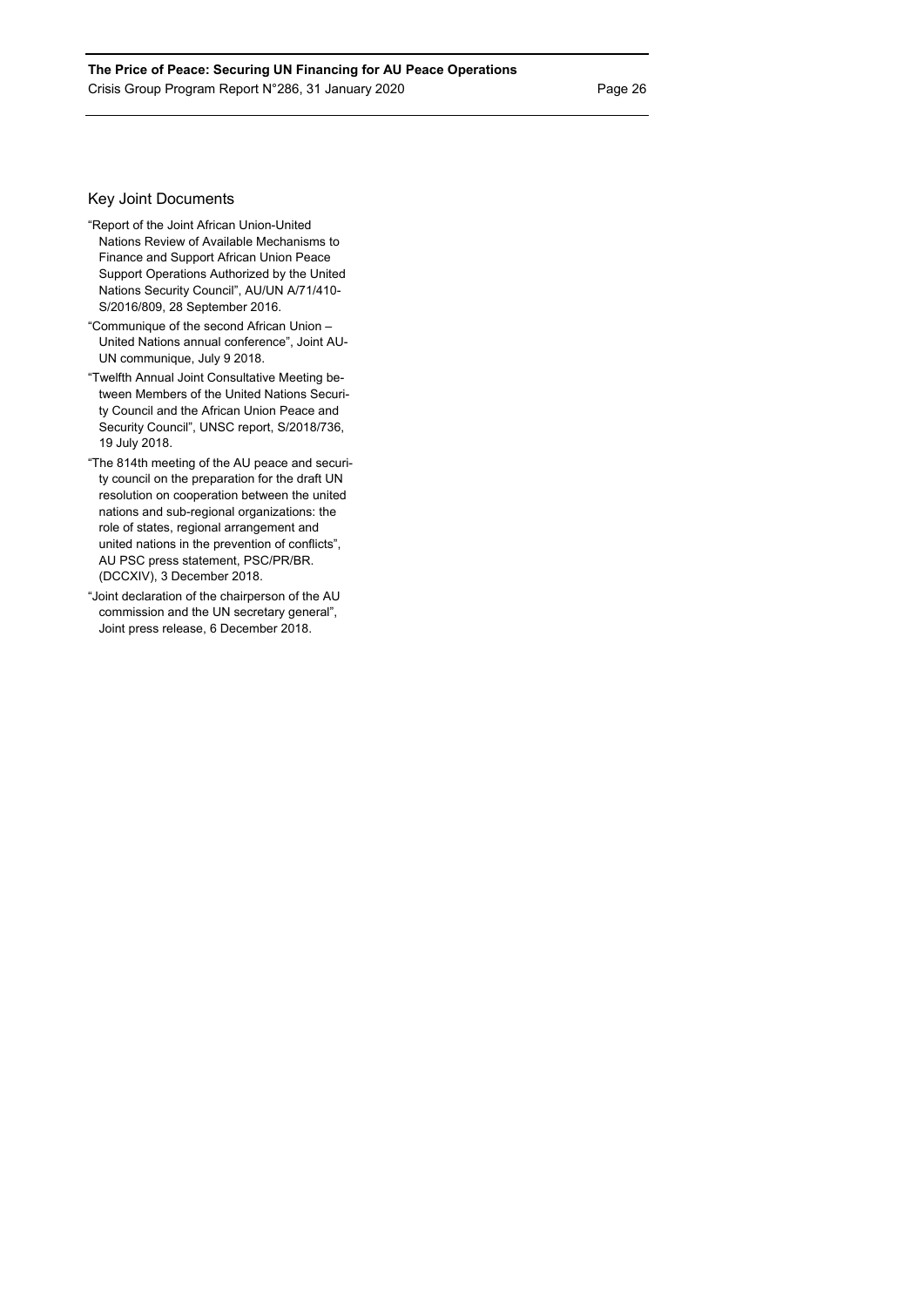## Key Joint Documents

"Report of the Joint African Union-United Nations Review of Available Mechanisms to Finance and Support African Union Peace Support Operations Authorized by the United Nations Security Council", AU/UN A/71/410-S/2016/809, 28 September 2016.

"Communique of the second African Union – United Nations annual conference", Joint AU-UN communique, July 9 2018.

"Twelfth Annual Joint Consultative Meeting between Members of the United Nations Security Council and the African Union Peace and Security Council", UNSC report, S/2018/736, 19 July 2018.

"The 814th meeting of the AU peace and security council on the preparation for the draft UN resolution on cooperation between the united nations and sub-regional organizations: the role of states, regional arrangement and united nations in the prevention of conflicts", AU PSC press statement, PSC/PR/BR.(DCCXIV), 3 December 2018.

"Joint declaration of the chairperson of the AU commission and the UN secretary general", Joint press release, 6 December 2018.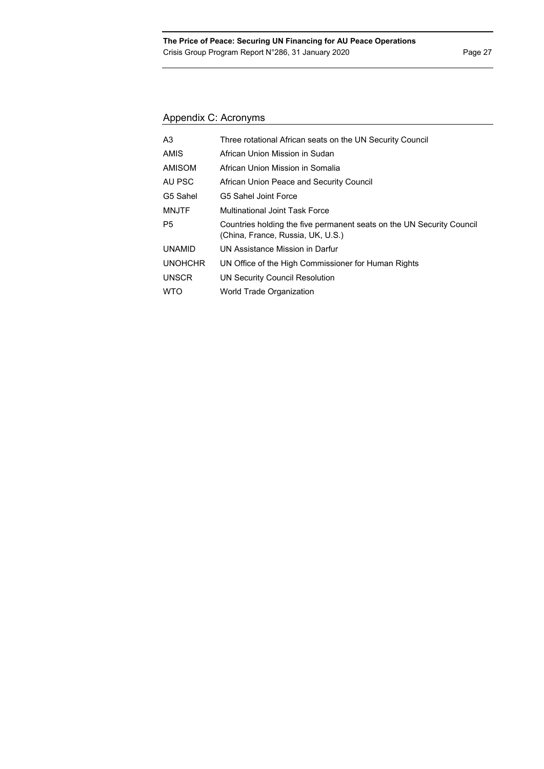## Appendix C: Acronyms

| | |
|---|---|
| A3 | Three rotational African seats on the UN Security Council |
| AMIS | African Union Mission in Sudan |
| AMISOM | African Union Mission in Somalia |
| AU PSC | African Union Peace and Security Council |
| G5 Sahel | G5 Sahel Joint Force |
| MNJTF | Multinational Joint Task Force |
| P5 | Countries holding the five permanent seats on the UN Security Council (China, France, Russia, UK, U.S.) |
| UNAMID | UN Assistance Mission in Darfur |
| UNOHCHR | UN Office of the High Commissioner for Human Rights |
| UNSCR | UN Security Council Resolution |
| WTO | World Trade Organization |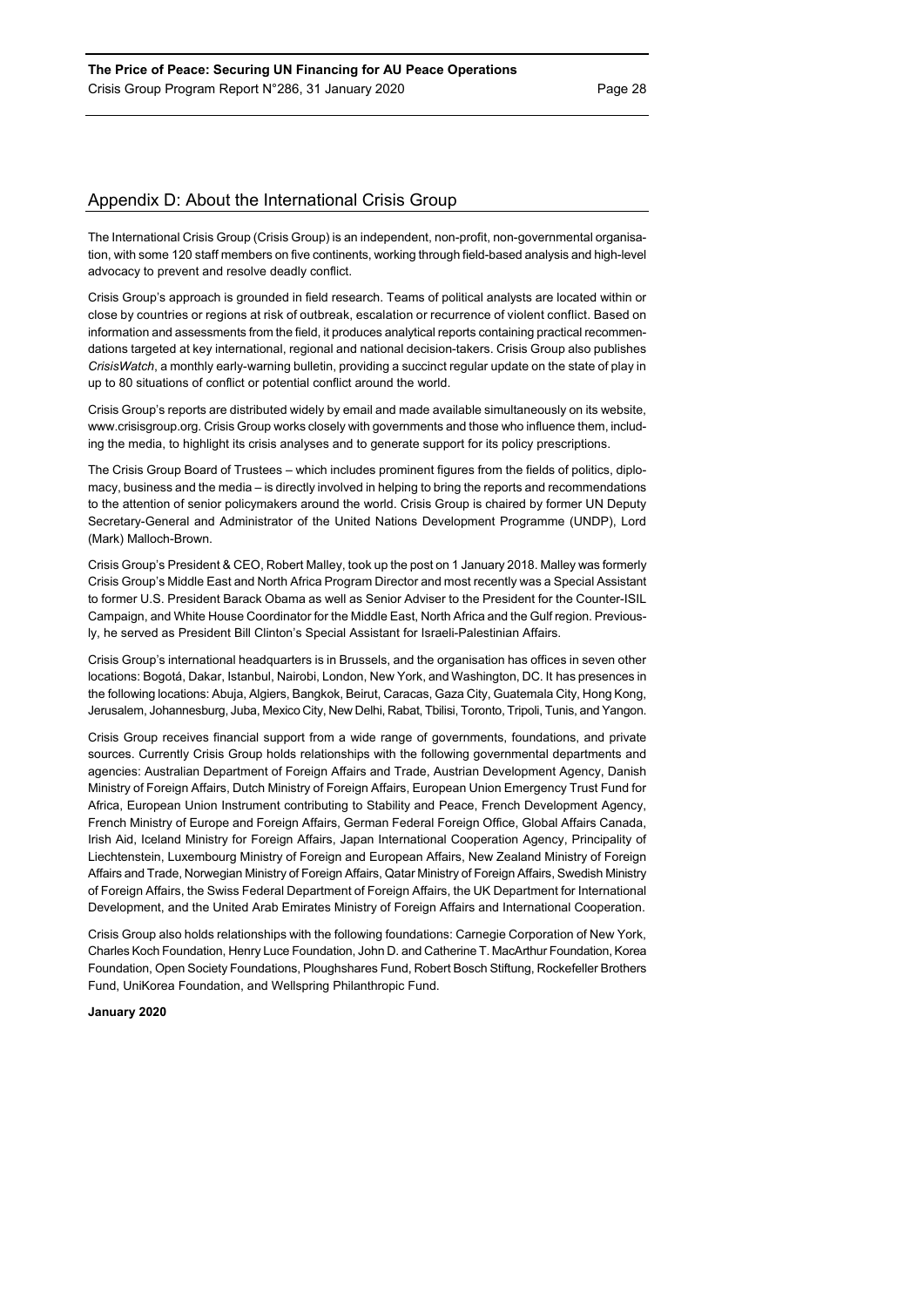## Appendix D: About the International Crisis Group

The International Crisis Group (Crisis Group) is an independent, non-profit, non-governmental organisation, with some 120 staff members on five continents, working through field-based analysis and high-level advocacy to prevent and resolve deadly conflict.

Crisis Group's approach is grounded in field research. Teams of political analysts are located within or close by countries or regions at risk of outbreak, escalation or recurrence of violent conflict. Based on information and assessments from the field, it produces analytical reports containing practical recommendations targeted at key international, regional and national decision-takers. Crisis Group also publishes *CrisisWatch*, a monthly early-warning bulletin, providing a succinct regular update on the state of play in up to 80 situations of conflict or potential conflict around the world.

Crisis Group's reports are distributed widely by email and made available simultaneously on its website, www.crisisgroup.org. Crisis Group works closely with governments and those who influence them, including the media, to highlight its crisis analyses and to generate support for its policy prescriptions.

The Crisis Group Board of Trustees – which includes prominent figures from the fields of politics, diplomacy, business and the media – is directly involved in helping to bring the reports and recommendations to the attention of senior policymakers around the world. Crisis Group is chaired by former UN Deputy Secretary-General and Administrator of the United Nations Development Programme (UNDP), Lord (Mark) Malloch-Brown.

Crisis Group's President & CEO, Robert Malley, took up the post on 1 January 2018. Malley was formerly Crisis Group's Middle East and North Africa Program Director and most recently was a Special Assistant to former U.S. President Barack Obama as well as Senior Adviser to the President for the Counter-ISIL Campaign, and White House Coordinator for the Middle East, North Africa and the Gulf region. Previously, he served as President Bill Clinton's Special Assistant for Israeli-Palestinian Affairs.

Crisis Group's international headquarters is in Brussels, and the organisation has offices in seven other locations: Bogotá, Dakar, Istanbul, Nairobi, London, New York, and Washington, DC. It has presences in the following locations: Abuja, Algiers, Bangkok, Beirut, Caracas, Gaza City, Guatemala City, Hong Kong, Jerusalem, Johannesburg, Juba, Mexico City, New Delhi, Rabat, Tbilisi, Toronto, Tripoli, Tunis, and Yangon.

Crisis Group receives financial support from a wide range of governments, foundations, and private sources. Currently Crisis Group holds relationships with the following governmental departments and agencies: Australian Department of Foreign Affairs and Trade, Austrian Development Agency, Danish Ministry of Foreign Affairs, Dutch Ministry of Foreign Affairs, European Union Emergency Trust Fund for Africa, European Union Instrument contributing to Stability and Peace, French Development Agency, French Ministry of Europe and Foreign Affairs, German Federal Foreign Office, Global Affairs Canada, Irish Aid, Iceland Ministry for Foreign Affairs, Japan International Cooperation Agency, Principality of Liechtenstein, Luxembourg Ministry of Foreign and European Affairs, New Zealand Ministry of Foreign Affairs and Trade, Norwegian Ministry of Foreign Affairs, Qatar Ministry of Foreign Affairs, Swedish Ministry of Foreign Affairs, the Swiss Federal Department of Foreign Affairs, the UK Department for International Development, and the United Arab Emirates Ministry of Foreign Affairs and International Cooperation.

Crisis Group also holds relationships with the following foundations: Carnegie Corporation of New York, Charles Koch Foundation, Henry Luce Foundation, John D. and Catherine T. MacArthur Foundation, Korea Foundation, Open Society Foundations, Ploughshares Fund, Robert Bosch Stiftung, Rockefeller Brothers Fund, UniKorea Foundation, and Wellspring Philanthropic Fund.

**January 2020**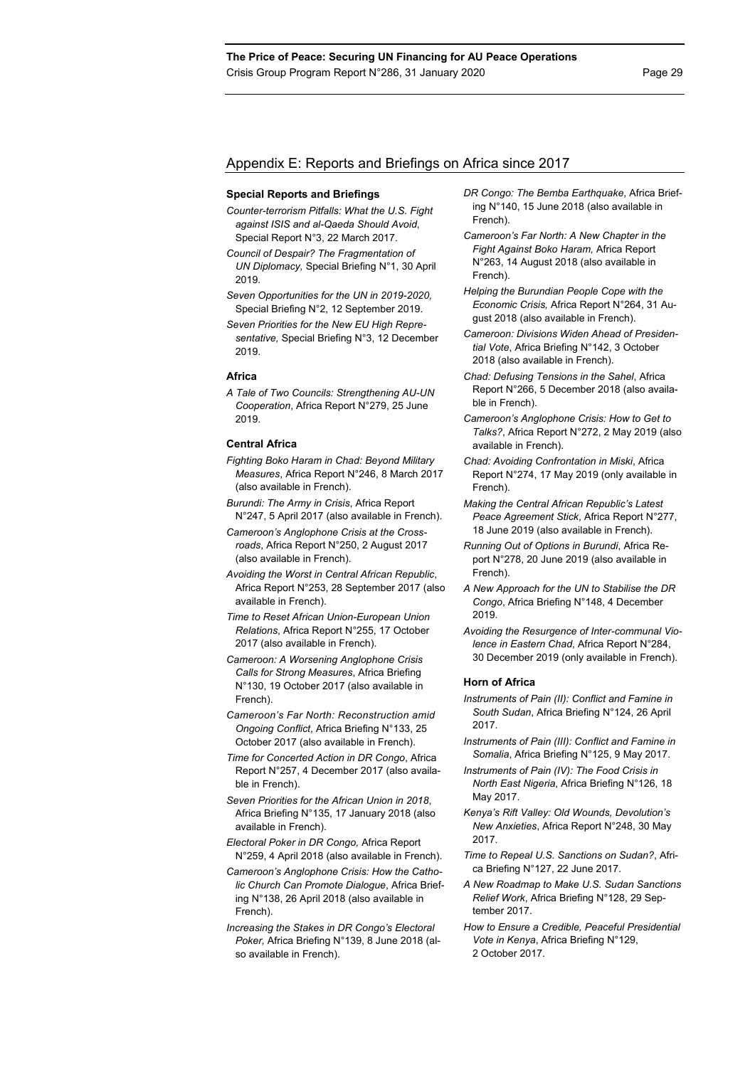## Appendix E: Reports and Briefings on Africa since 2017

### Special Reports and Briefings

*Counter-terrorism Pitfalls: What the U.S. Fight against ISIS and al-Qaeda Should Avoid*, Special Report N°3, 22 March 2017.

*Council of Despair? The Fragmentation of UN Diplomacy,* Special Briefing N°1, 30 April 2019.

*Seven Opportunities for the UN in 2019-2020,* Special Briefing N°2, 12 September 2019.

*Seven Priorities for the New EU High Representative,* Special Briefing N°3, 12 December 2019.

### Africa

*A Tale of Two Councils: Strengthening AU-UN Cooperation*, Africa Report N°279, 25 June 2019.

### Central Africa

*Fighting Boko Haram in Chad: Beyond Military Measures*, Africa Report N°246, 8 March 2017 (also available in French).

*Burundi: The Army in Crisis*, Africa Report N°247, 5 April 2017 (also available in French).

*Cameroon's Anglophone Crisis at the Crossroads*, Africa Report N°250, 2 August 2017 (also available in French).

*Avoiding the Worst in Central African Republic*, Africa Report N°253, 28 September 2017 (also available in French).

*Time to Reset African Union-European Union Relations*, Africa Report N°255, 17 October 2017 (also available in French).

*Cameroon: A Worsening Anglophone Crisis Calls for Strong Measures*, Africa Briefing N°130, 19 October 2017 (also available in French).

*Cameroon's Far North: Reconstruction amid Ongoing Conflict*, Africa Briefing N°133, 25 October 2017 (also available in French).

*Time for Concerted Action in DR Congo*, Africa Report N°257, 4 December 2017 (also available in French).

*Seven Priorities for the African Union in 2018*, Africa Briefing N°135, 17 January 2018 (also available in French).

*Electoral Poker in DR Congo,* Africa Report N°259, 4 April 2018 (also available in French).

*Cameroon's Anglophone Crisis: How the Catholic Church Can Promote Dialogue*, Africa Briefing N°138, 26 April 2018 (also available in French).

*Increasing the Stakes in DR Congo's Electoral Poker,* Africa Briefing N°139, 8 June 2018 (also available in French).

*DR Congo: The Bemba Earthquake*, Africa Briefing N°140, 15 June 2018 (also available in French).

*Cameroon's Far North: A New Chapter in the Fight Against Boko Haram,* Africa Report N°263, 14 August 2018 (also available in French).

*Helping the Burundian People Cope with the Economic Crisis,* Africa Report N°264, 31 August 2018 (also available in French).

*Cameroon: Divisions Widen Ahead of Presidential Vote*, Africa Briefing N°142, 3 October 2018 (also available in French).

*Chad: Defusing Tensions in the Sahel*, Africa Report N°266, 5 December 2018 (also available in French).

*Cameroon's Anglophone Crisis: How to Get to Talks?*, Africa Report N°272, 2 May 2019 (also available in French).

*Chad: Avoiding Confrontation in Miski*, Africa Report N°274, 17 May 2019 (only available in French).

*Making the Central African Republic's Latest Peace Agreement Stick*, Africa Report N°277, 18 June 2019 (also available in French).

*Running Out of Options in Burundi*, Africa Report N°278, 20 June 2019 (also available in French).

*A New Approach for the UN to Stabilise the DR Congo*, Africa Briefing N°148, 4 December 2019.

*Avoiding the Resurgence of Inter-communal Violence in Eastern Chad,* Africa Report N°284, 30 December 2019 (only available in French).

### Horn of Africa

*Instruments of Pain (II): Conflict and Famine in South Sudan*, Africa Briefing N°124, 26 April 2017.

*Instruments of Pain (III): Conflict and Famine in Somalia*, Africa Briefing N°125, 9 May 2017.

*Instruments of Pain (IV): The Food Crisis in North East Nigeria*, Africa Briefing N°126, 18 May 2017.

*Kenya's Rift Valley: Old Wounds, Devolution's New Anxieties*, Africa Report N°248, 30 May 2017.

*Time to Repeal U.S. Sanctions on Sudan?*, Africa Briefing N°127, 22 June 2017.

*A New Roadmap to Make U.S. Sudan Sanctions Relief Work*, Africa Briefing N°128, 29 September 2017.

*How to Ensure a Credible, Peaceful Presidential Vote in Kenya*, Africa Briefing N°129, 2 October 2017.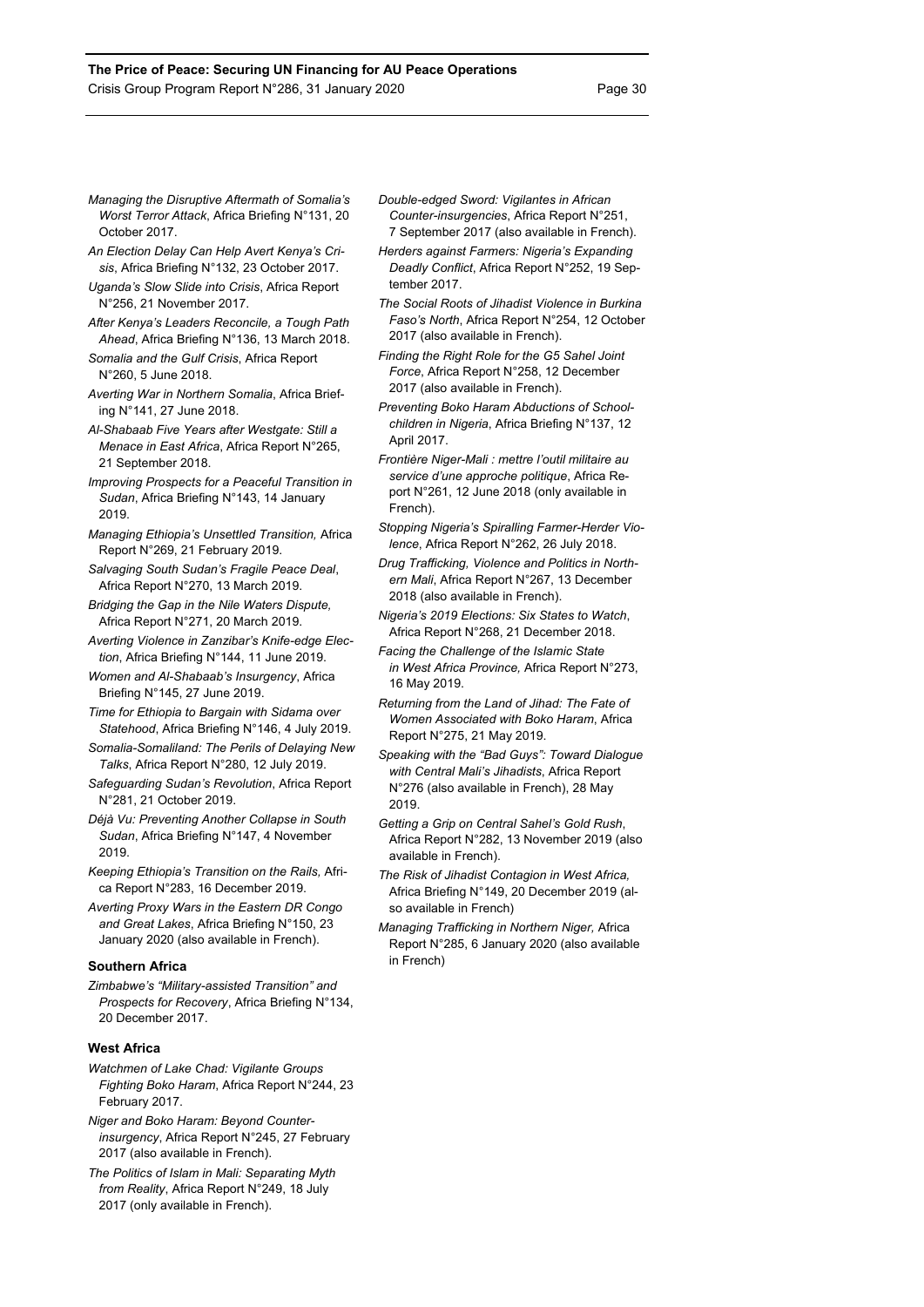*Managing the Disruptive Aftermath of Somalia's Worst Terror Attack*, Africa Briefing N°131, 20 October 2017.

*An Election Delay Can Help Avert Kenya's Crisis*, Africa Briefing N°132, 23 October 2017.

*Uganda's Slow Slide into Crisis*, Africa Report N°256, 21 November 2017.

*After Kenya's Leaders Reconcile, a Tough Path Ahead*, Africa Briefing N°136, 13 March 2018.

*Somalia and the Gulf Crisis*, Africa Report N°260, 5 June 2018.

*Averting War in Northern Somalia*, Africa Briefing N°141, 27 June 2018.

*Al-Shabaab Five Years after Westgate: Still a Menace in East Africa*, Africa Report N°265, 21 September 2018.

*Improving Prospects for a Peaceful Transition in Sudan*, Africa Briefing N°143, 14 January 2019.

*Managing Ethiopia's Unsettled Transition,* Africa Report N°269, 21 February 2019.

*Salvaging South Sudan's Fragile Peace Deal*, Africa Report N°270, 13 March 2019.

*Bridging the Gap in the Nile Waters Dispute,* Africa Report N°271, 20 March 2019.

*Averting Violence in Zanzibar's Knife-edge Election*, Africa Briefing N°144, 11 June 2019.

*Women and Al-Shabaab's Insurgency*, Africa Briefing N°145, 27 June 2019.

*Time for Ethiopia to Bargain with Sidama over Statehood*, Africa Briefing N°146, 4 July 2019.

*Somalia-Somaliland: The Perils of Delaying New Talks*, Africa Report N°280, 12 July 2019.

*Safeguarding Sudan's Revolution*, Africa Report N°281, 21 October 2019.

*Déjà Vu: Preventing Another Collapse in South Sudan*, Africa Briefing N°147, 4 November 2019.

*Keeping Ethiopia's Transition on the Rails,* Africa Report N°283, 16 December 2019.

*Averting Proxy Wars in the Eastern DR Congo and Great Lakes*, Africa Briefing N°150, 23 January 2020 (also available in French).

### Southern Africa

*Zimbabwe's "Military-assisted Transition" and Prospects for Recovery*, Africa Briefing N°134, 20 December 2017.

### West Africa

*Watchmen of Lake Chad: Vigilante Groups Fighting Boko Haram*, Africa Report N°244, 23 February 2017.

*Niger and Boko Haram: Beyond Counter-insurgency*, Africa Report N°245, 27 February 2017 (also available in French).

*The Politics of Islam in Mali: Separating Myth from Reality*, Africa Report N°249, 18 July 2017 (only available in French).

*Double-edged Sword: Vigilantes in African Counter-insurgencies*, Africa Report N°251, 7 September 2017 (also available in French).

*Herders against Farmers: Nigeria's Expanding Deadly Conflict*, Africa Report N°252, 19 September 2017.

*The Social Roots of Jihadist Violence in Burkina Faso's North*, Africa Report N°254, 12 October 2017 (also available in French).

*Finding the Right Role for the G5 Sahel Joint Force*, Africa Report N°258, 12 December 2017 (also available in French).

*Preventing Boko Haram Abductions of Schoolchildren in Nigeria*, Africa Briefing N°137, 12 April 2017.

*Frontière Niger-Mali : mettre l'outil militaire au service d'une approche politique*, Africa Report N°261, 12 June 2018 (only available in French).

*Stopping Nigeria's Spiralling Farmer-Herder Violence*, Africa Report N°262, 26 July 2018.

*Drug Trafficking, Violence and Politics in Northern Mali*, Africa Report N°267, 13 December 2018 (also available in French).

*Nigeria's 2019 Elections: Six States to Watch*, Africa Report N°268, 21 December 2018.

*Facing the Challenge of the Islamic State in West Africa Province,* Africa Report N°273, 16 May 2019.

*Returning from the Land of Jihad: The Fate of Women Associated with Boko Haram*, Africa Report N°275, 21 May 2019.

*Speaking with the "Bad Guys": Toward Dialogue with Central Mali's Jihadists*, Africa Report N°276 (also available in French), 28 May 2019.

*Getting a Grip on Central Sahel's Gold Rush*, Africa Report N°282, 13 November 2019 (also available in French).

*The Risk of Jihadist Contagion in West Africa,* Africa Briefing N°149, 20 December 2019 (also available in French)

*Managing Trafficking in Northern Niger,* Africa Report N°285, 6 January 2020 (also available in French)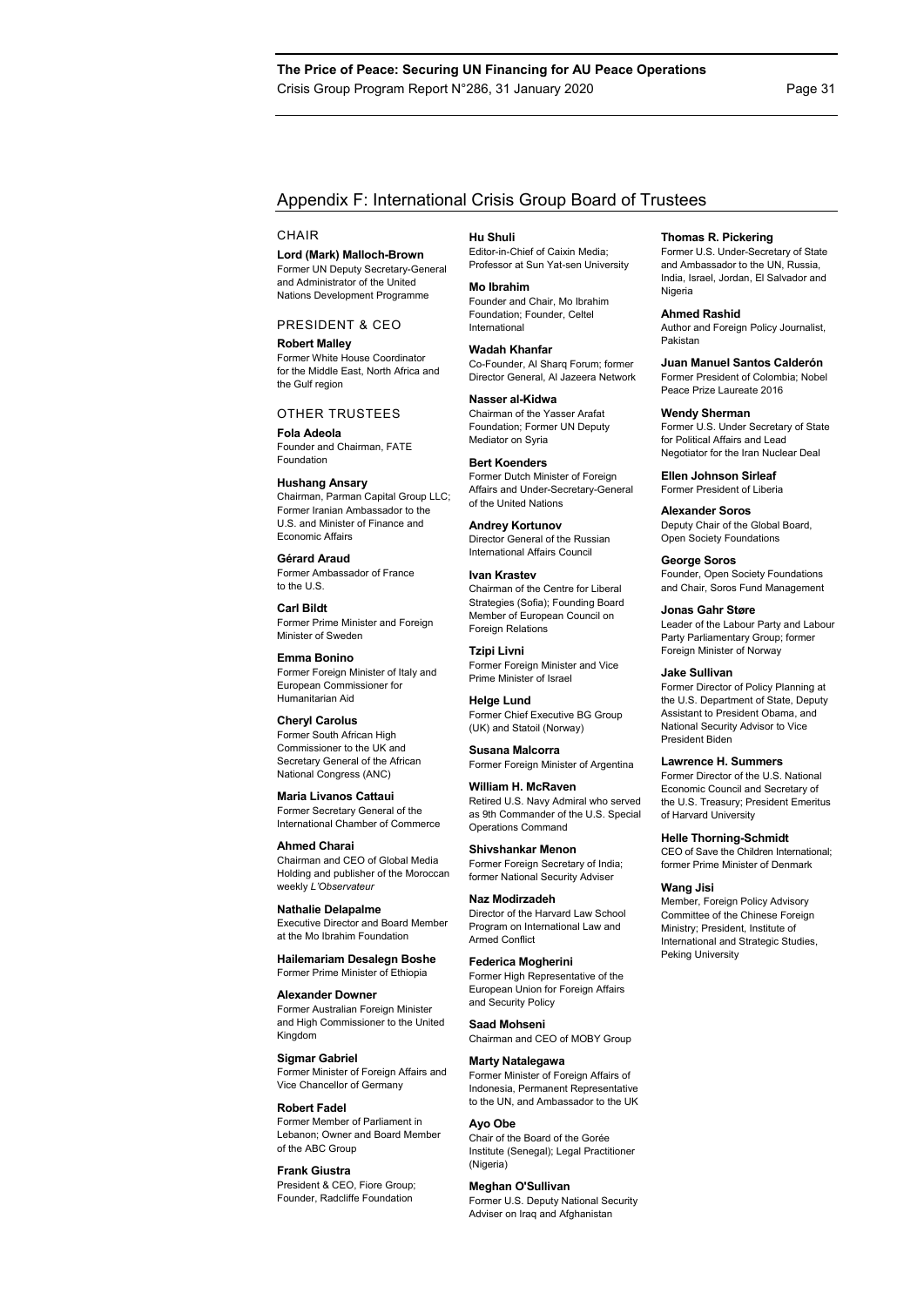## Appendix F: International Crisis Group Board of Trustees

### CHAIR

**Lord (Mark) Malloch-Brown**
Former UN Deputy Secretary-General and Administrator of the United Nations Development Programme

### PRESIDENT & CEO

**Robert Malley**
Former White House Coordinator for the Middle East, North Africa and the Gulf region

### OTHER TRUSTEES

**Fola Adeola**
Founder and Chairman, FATE Foundation

**Hushang Ansary**
Chairman, Parman Capital Group LLC; Former Iranian Ambassador to the U.S. and Minister of Finance and Economic Affairs

**Gérard Araud**
Former Ambassador of France to the U.S.

**Carl Bildt**
Former Prime Minister and Foreign Minister of Sweden

**Emma Bonino**
Former Foreign Minister of Italy and European Commissioner for Humanitarian Aid

**Cheryl Carolus**
Former South African High Commissioner to the UK and Secretary General of the African National Congress (ANC)

**Maria Livanos Cattaui**
Former Secretary General of the International Chamber of Commerce

**Ahmed Charai**
Chairman and CEO of Global Media Holding and publisher of the Moroccan weekly *L'Observateur*

**Nathalie Delapalme**
Executive Director and Board Member at the Mo Ibrahim Foundation

**Hailemariam Desalegn Boshe**
Former Prime Minister of Ethiopia

**Alexander Downer**
Former Australian Foreign Minister and High Commissioner to the United Kingdom

**Sigmar Gabriel**
Former Minister of Foreign Affairs and Vice Chancellor of Germany

**Robert Fadel**
Former Member of Parliament in Lebanon; Owner and Board Member of the ABC Group

**Frank Giustra**
President & CEO, Fiore Group; Founder, Radcliffe Foundation

**Hu Shuli**
Editor-in-Chief of Caixin Media; Professor at Sun Yat-sen University

**Mo Ibrahim**
Founder and Chair, Mo Ibrahim Foundation; Founder, Celtel International

**Wadah Khanfar**
Co-Founder, Al Sharq Forum; former Director General, Al Jazeera Network

**Nasser al-Kidwa**
Chairman of the Yasser Arafat Foundation; Former UN Deputy Mediator on Syria

**Bert Koenders**
Former Dutch Minister of Foreign Affairs and Under-Secretary-General of the United Nations

**Andrey Kortunov**
Director General of the Russian International Affairs Council

**Ivan Krastev**
Chairman of the Centre for Liberal Strategies (Sofia); Founding Board Member of European Council on Foreign Relations

**Tzipi Livni**
Former Foreign Minister and Vice Prime Minister of Israel

**Helge Lund**
Former Chief Executive BG Group (UK) and Statoil (Norway)

**Susana Malcorra**
Former Foreign Minister of Argentina

**William H. McRaven**
Retired U.S. Navy Admiral who served as 9th Commander of the U.S. Special Operations Command

**Shivshankar Menon**
Former Foreign Secretary of India; former National Security Adviser

**Naz Modirzadeh**
Director of the Harvard Law School Program on International Law and Armed Conflict

**Federica Mogherini**
Former High Representative of the European Union for Foreign Affairs and Security Policy

**Saad Mohseni**
Chairman and CEO of MOBY Group

**Marty Natalegawa**
Former Minister of Foreign Affairs of Indonesia, Permanent Representative to the UN, and Ambassador to the UK

**Ayo Obe**
Chair of the Board of the Gorée Institute (Senegal); Legal Practitioner (Nigeria)

**Meghan O'Sullivan**
Former U.S. Deputy National Security Adviser on Iraq and Afghanistan

**Thomas R. Pickering**
Former U.S. Under-Secretary of State and Ambassador to the UN, Russia, India, Israel, Jordan, El Salvador and Nigeria

**Ahmed Rashid**
Author and Foreign Policy Journalist, Pakistan

**Juan Manuel Santos Calderón**
Former President of Colombia; Nobel Peace Prize Laureate 2016

**Wendy Sherman**
Former U.S. Under Secretary of State for Political Affairs and Lead Negotiator for the Iran Nuclear Deal

**Ellen Johnson Sirleaf**
Former President of Liberia

**Alexander Soros**
Deputy Chair of the Global Board, Open Society Foundations

**George Soros**
Founder, Open Society Foundations and Chair, Soros Fund Management

**Jonas Gahr Støre**
Leader of the Labour Party and Labour Party Parliamentary Group; former Foreign Minister of Norway

**Jake Sullivan**
Former Director of Policy Planning at the U.S. Department of State, Deputy Assistant to President Obama, and National Security Advisor to Vice President Biden

**Lawrence H. Summers**
Former Director of the U.S. National Economic Council and Secretary of the U.S. Treasury; President Emeritus of Harvard University

**Helle Thorning-Schmidt**
CEO of Save the Children International; former Prime Minister of Denmark

**Wang Jisi**
Member, Foreign Policy Advisory Committee of the Chinese Foreign Ministry; President, Institute of International and Strategic Studies, Peking University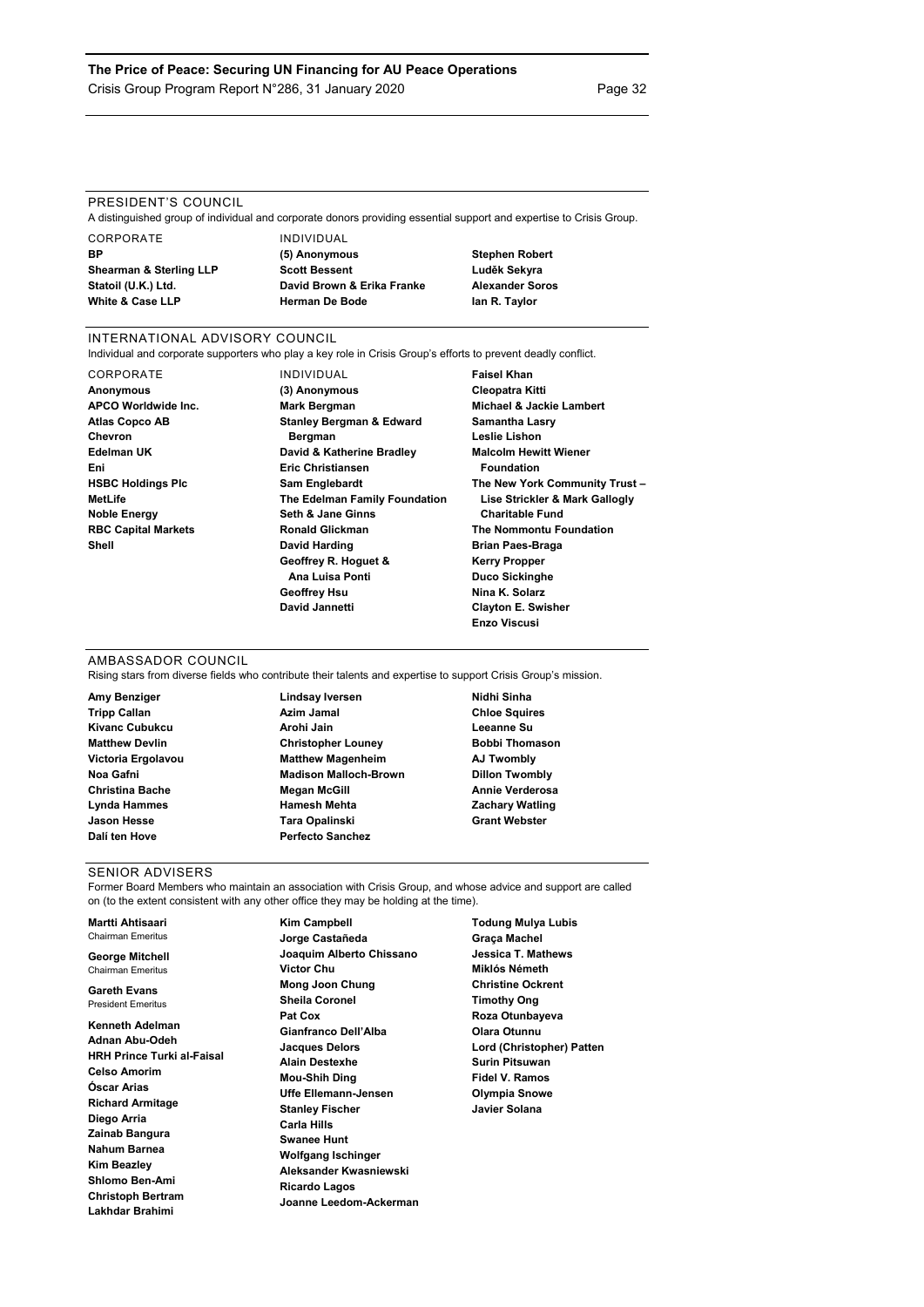## PRESIDENT'S COUNCIL

A distinguished group of individual and corporate donors providing essential support and expertise to Crisis Group.

CORPORATE

**BP**
**Shearman & Sterling LLP**
**Statoil (U.K.) Ltd.**
**White & Case LLP**

INDIVIDUAL

**(5) Anonymous**
**Scott Bessent**
**David Brown & Erika Franke**
**Herman De Bode**
**Stephen Robert**
**Luděk Sekyra**
**Alexander Soros**
**Ian R. Taylor**

## INTERNATIONAL ADVISORY COUNCIL

Individual and corporate supporters who play a key role in Crisis Group's efforts to prevent deadly conflict.

CORPORATE

**Anonymous**
**APCO Worldwide Inc.**
**Atlas Copco AB**
**Chevron**
**Edelman UK**
**Eni**
**HSBC Holdings Plc**
**MetLife**
**Noble Energy**
**RBC Capital Markets**
**Shell**

INDIVIDUAL

**(3) Anonymous**
**Mark Bergman**
**Stanley Bergman & Edward Bergman**
**David & Katherine Bradley**
**Eric Christiansen**
**Sam Englebardt**
**The Edelman Family Foundation**
**Seth & Jane Ginns**
**Ronald Glickman**
**David Harding**
**Geoffrey R. Hoguet & Ana Luisa Ponti**
**Geoffrey Hsu**
**David Jannetti**
**Faisel Khan**
**Cleopatra Kitti**
**Michael & Jackie Lambert**
**Samantha Lasry**
**Leslie Lishon**
**Malcolm Hewitt Wiener Foundation**
**The New York Community Trust – Lise Strickler & Mark Gallogly Charitable Fund**
**The Nommontu Foundation**
**Brian Paes-Braga**
**Kerry Propper**
**Duco Sickinghe**
**Nina K. Solarz**
**Clayton E. Swisher**
**Enzo Viscusi**

## AMBASSADOR COUNCIL

Rising stars from diverse fields who contribute their talents and expertise to support Crisis Group's mission.

**Amy Benziger**
**Tripp Callan**
**Kivanc Cubukcu**
**Matthew Devlin**
**Victoria Ergolavou**
**Noa Gafni**
**Christina Bache**
**Lynda Hammes**
**Jason Hesse**
**Dalí ten Hove**
**Lindsay Iversen**
**Azim Jamal**
**Arohi Jain**
**Christopher Louney**
**Matthew Magenheim**
**Madison Malloch-Brown**
**Megan McGill**
**Hamesh Mehta**
**Tara Opalinski**
**Perfecto Sanchez**
**Nidhi Sinha**
**Chloe Squires**
**Leeanne Su**
**Bobbi Thomason**
**AJ Twombly**
**Dillon Twombly**
**Annie Verderosa**
**Zachary Watling**
**Grant Webster**

## SENIOR ADVISERS

Former Board Members who maintain an association with Crisis Group, and whose advice and support are called on (to the extent consistent with any other office they may be holding at the time).

**Martti Ahtisaari**
Chairman Emeritus

**George Mitchell**
Chairman Emeritus

**Gareth Evans**
President Emeritus

**Kenneth Adelman**
**Adnan Abu-Odeh**
**HRH Prince Turki al-Faisal**
**Celso Amorim**
**Óscar Arias**
**Richard Armitage**
**Diego Arria**
**Zainab Bangura**
**Nahum Barnea**
**Kim Beazley**
**Shlomo Ben-Ami**
**Christoph Bertram**
**Lakhdar Brahimi**
**Kim Campbell**
**Jorge Castañeda**
**Joaquim Alberto Chissano**
**Victor Chu**
**Mong Joon Chung**
**Sheila Coronel**
**Pat Cox**
**Gianfranco Dell'Alba**
**Jacques Delors**
**Alain Destexhe**
**Mou-Shih Ding**
**Uffe Ellemann-Jensen**
**Stanley Fischer**
**Carla Hills**
**Swanee Hunt**
**Wolfgang Ischinger**
**Aleksander Kwasniewski**
**Ricardo Lagos**
**Joanne Leedom-Ackerman**
**Todung Mulya Lubis**
**Graça Machel**
**Jessica T. Mathews**
**Miklós Németh**
**Christine Ockrent**
**Timothy Ong**
**Roza Otunbayeva**
**Olara Otunnu**
**Lord (Christopher) Patten**
**Surin Pitsuwan**
**Fidel V. Ramos**
**Olympia Snowe**
**Javier Solana**